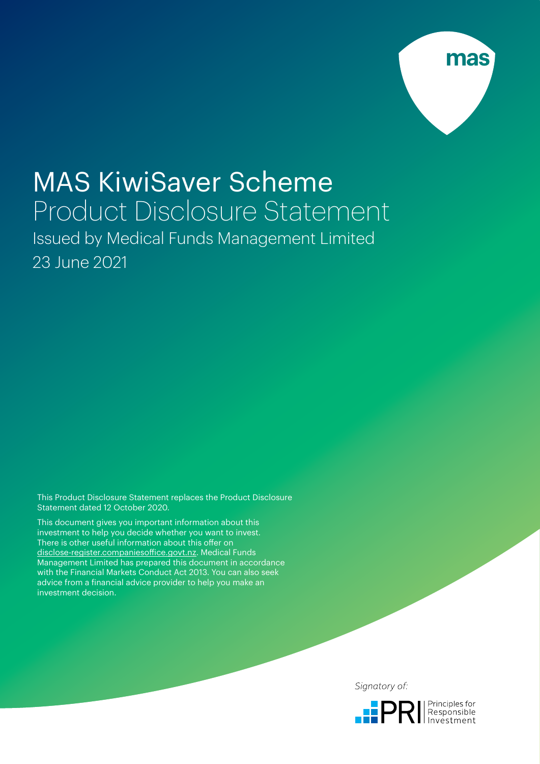mas

# MAS KiwiSaver Scheme

## Product Disclosure Statement

Issued by Medical Funds Management Limited

23 June 2021

This Product Disclosure Statement replaces the Product Disclosure Statement dated 12 October 2020.

This document gives you important information about this investment to help you decide whether you want to invest. There is other useful information about this offer on disclose-register.companiesoffice.govt.nz. Medical Funds Management Limited has prepared this document in accordance with the Financial Markets Conduct Act 2013. You can also seek advice from a financial advice provider to help you make an investment decision.

*Signatory of:*

PRI Principles for Responsible Investment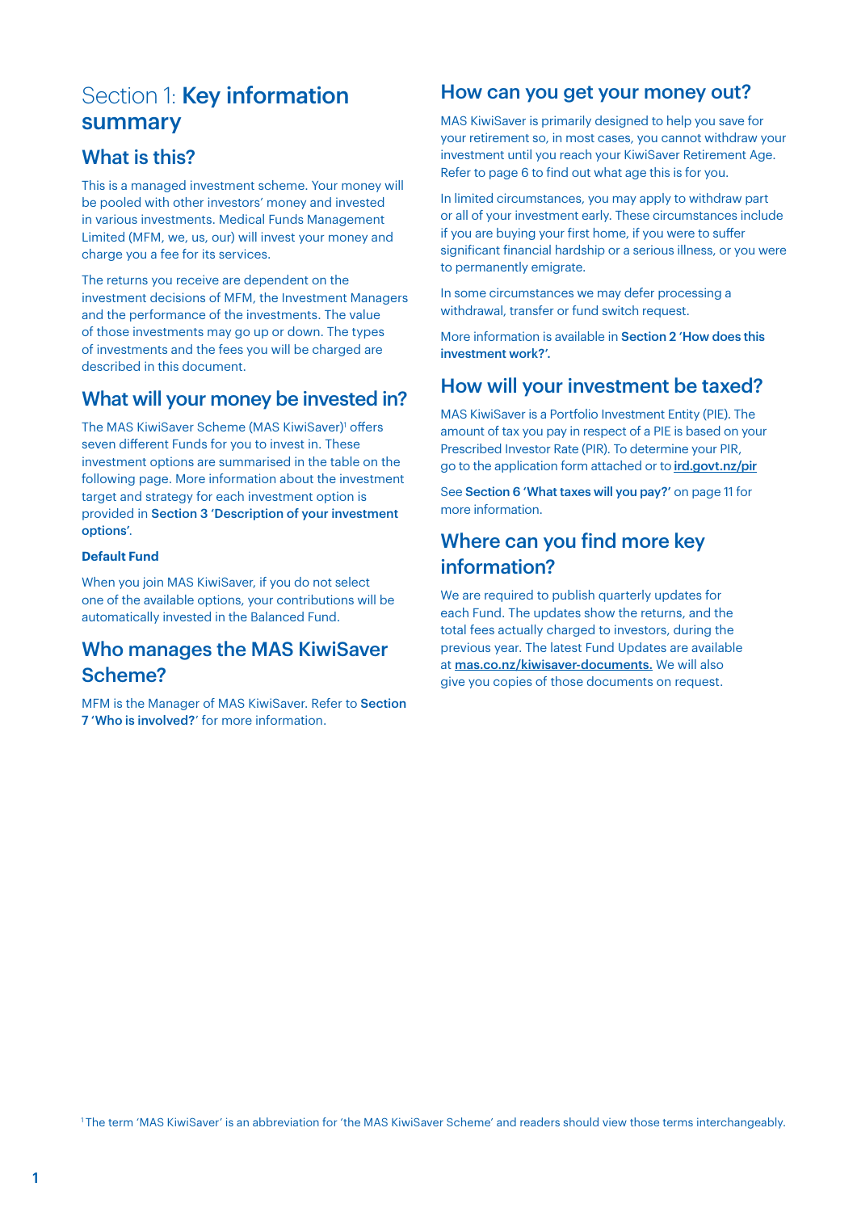# Section 1: **Key information summary**

## What is this?

This is a managed investment scheme. Your money will be pooled with other investors' money and invested in various investments. Medical Funds Management Limited (MFM, we, us, our) will invest your money and charge you a fee for its services.

The returns you receive are dependent on the investment decisions of MFM, the Investment Managers and the performance of the investments. The value of those investments may go up or down. The types of investments and the fees you will be charged are described in this document.

## What will your money be invested in?

The MAS KiwiSaver Scheme (MAS KiwiSaver)[1] offers seven different Funds for you to invest in. These investment options are summarised in the table on the following page. More information about the investment target and strategy for each investment option is provided in **Section 3 'Description of your investment options'**.

**Default Fund**

When you join MAS KiwiSaver, if you do not select one of the available options, your contributions will be automatically invested in the Balanced Fund.

## Who manages the MAS KiwiSaver Scheme?

MFM is the Manager of MAS KiwiSaver. Refer to **Section 7 'Who is involved?'** for more information.

## How can you get your money out?

MAS KiwiSaver is primarily designed to help you save for your retirement so, in most cases, you cannot withdraw your investment until you reach your KiwiSaver Retirement Age. Refer to page 6 to find out what age this is for you.

In limited circumstances, you may apply to withdraw part or all of your investment early. These circumstances include if you are buying your first home, if you were to suffer significant financial hardship or a serious illness, or you were to permanently emigrate.

In some circumstances we may defer processing a withdrawal, transfer or fund switch request.

More information is available in **Section 2 'How does this investment work?'.**

## How will your investment be taxed?

MAS KiwiSaver is a Portfolio Investment Entity (PIE). The amount of tax you pay in respect of a PIE is based on your Prescribed Investor Rate (PIR). To determine your PIR, go to the application form attached or to ird.govt.nz/pir

See **Section 6 'What taxes will you pay?'** on page 11 for more information.

## Where can you find more key information?

We are required to publish quarterly updates for each Fund. The updates show the returns, and the total fees actually charged to investors, during the previous year. The latest Fund Updates are available at mas.co.nz/kiwisaver-documents. We will also give you copies of those documents on request.

[1] The term 'MAS KiwiSaver' is an abbreviation for 'the MAS KiwiSaver Scheme' and readers should view those terms interchangeably.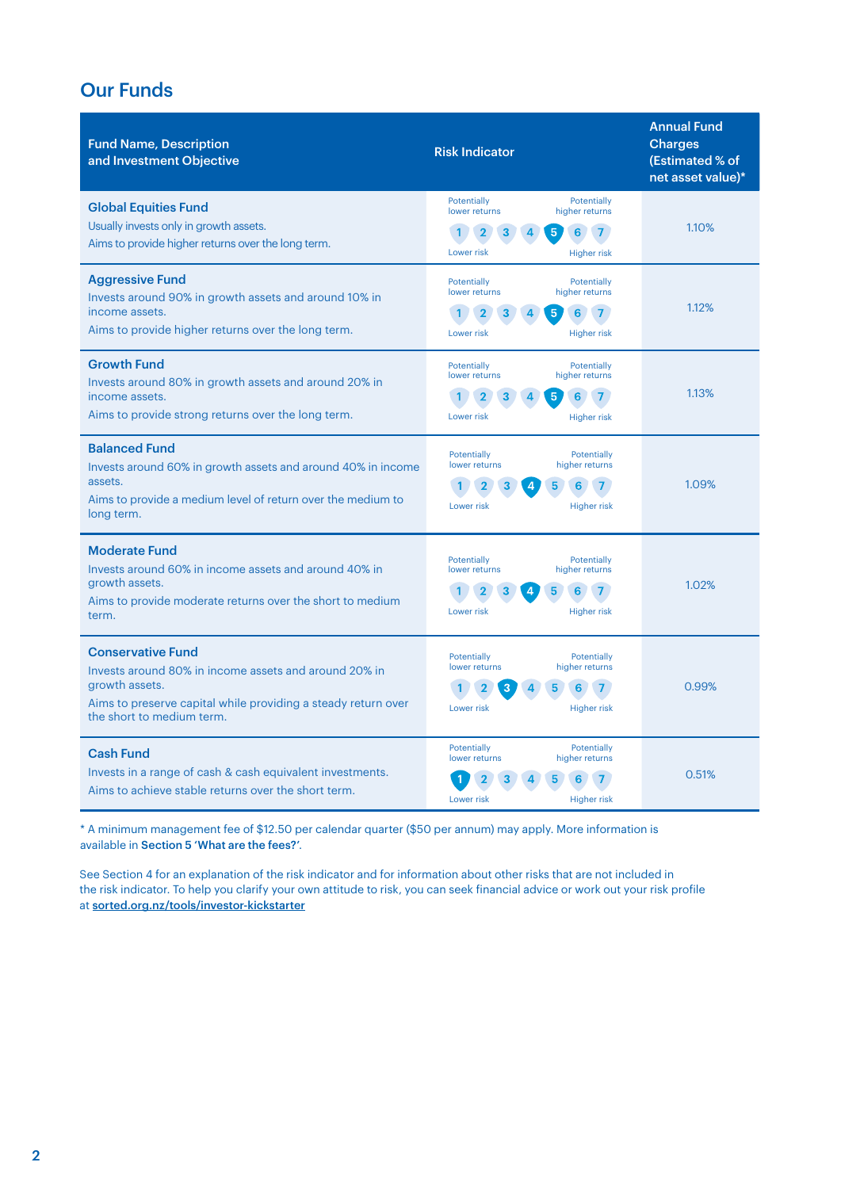## Our Funds

| Fund Name, Description and Investment Objective | Risk Indicator | Annual Fund Charges (Estimated % of net asset value)* |
|---|---|---|
| **Global Equities Fund**<br>Usually invests only in growth assets.<br>Aims to provide higher returns over the long term. | 5 (on a scale of 1 = Lower risk / Potentially lower returns to 7 = Higher risk / Potentially higher returns) | 1.10% |
| **Aggressive Fund**<br>Invests around 90% in growth assets and around 10% in income assets.<br>Aims to provide higher returns over the long term. | 5 | 1.12% |
| **Growth Fund**<br>Invests around 80% in growth assets and around 20% in income assets.<br>Aims to provide strong returns over the long term. | 5 | 1.13% |
| **Balanced Fund**<br>Invests around 60% in growth assets and around 40% in income assets.<br>Aims to provide a medium level of return over the medium to long term. | 4 | 1.09% |
| **Moderate Fund**<br>Invests around 60% in income assets and around 40% in growth assets.<br>Aims to provide moderate returns over the short to medium term. | 4 | 1.02% |
| **Conservative Fund**<br>Invests around 80% in income assets and around 20% in growth assets.<br>Aims to preserve capital while providing a steady return over the short to medium term. | 3 | 0.99% |
| **Cash Fund**<br>Invests in a range of cash & cash equivalent investments.<br>Aims to achieve stable returns over the short term. | 1 | 0.51% |

* A minimum management fee of $12.50 per calendar quarter ($50 per annum) may apply. More information is available in **Section 5 'What are the fees?'**.

See Section 4 for an explanation of the risk indicator and for information about other risks that are not included in the risk indicator. To help you clarify your own attitude to risk, you can seek financial advice or work out your risk profile at **sorted.org.nz/tools/investor-kickstarter**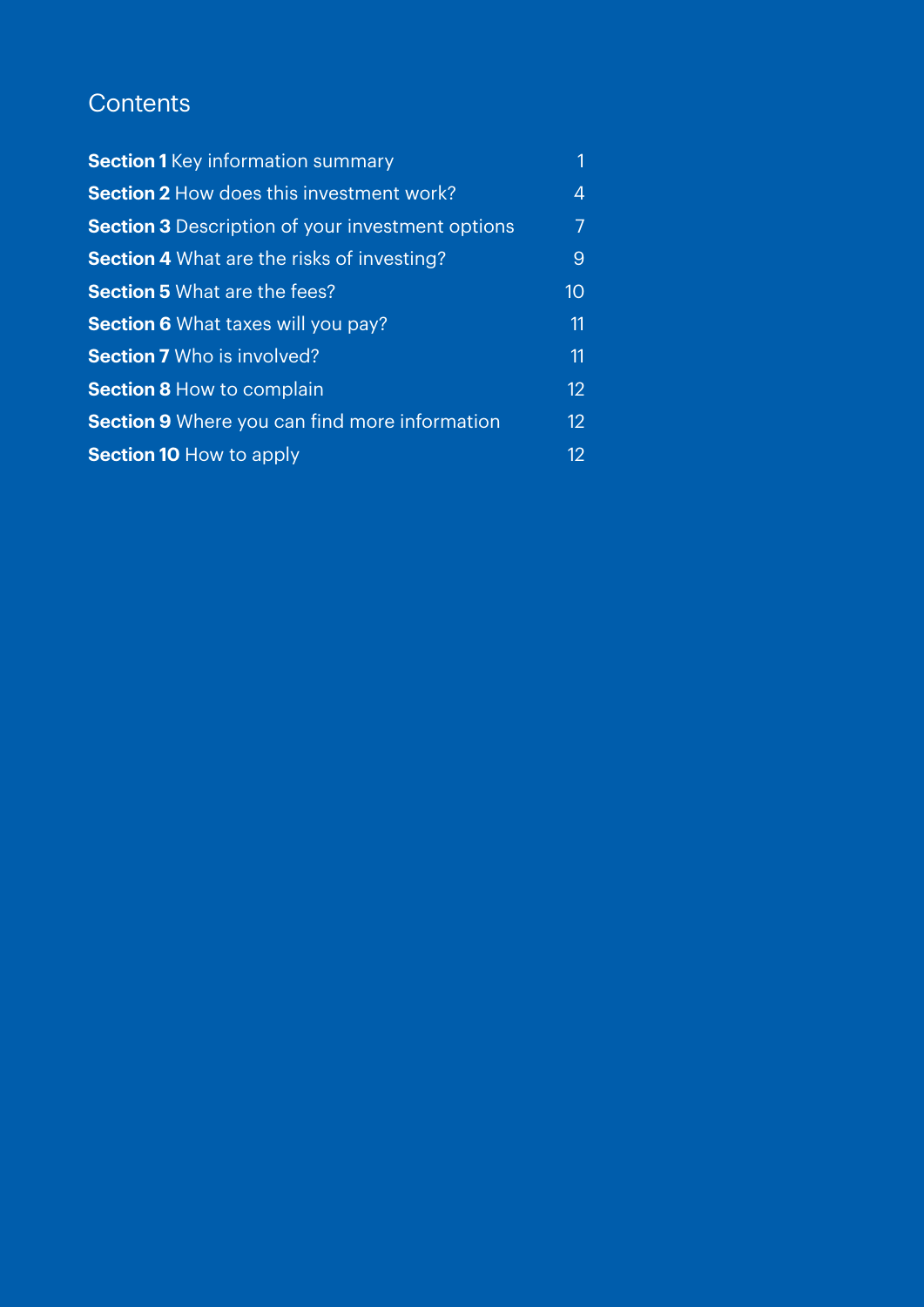# Contents

| | |
|---|---|
| **Section 1** Key information summary | 1 |
| **Section 2** How does this investment work? | 4 |
| **Section 3** Description of your investment options | 7 |
| **Section 4** What are the risks of investing? | 9 |
| **Section 5** What are the fees? | 10 |
| **Section 6** What taxes will you pay? | 11 |
| **Section 7** Who is involved? | 11 |
| **Section 8** How to complain | 12 |
| **Section 9** Where you can find more information | 12 |
| **Section 10** How to apply | 12 |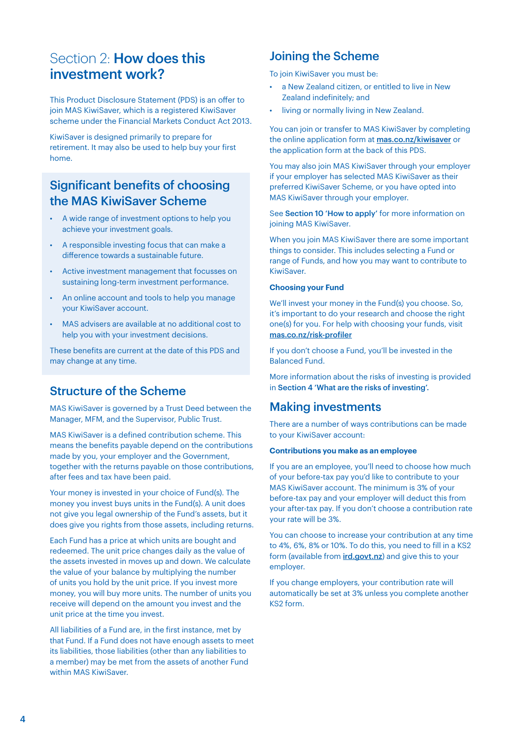# Section 2: **How does this investment work?**

This Product Disclosure Statement (PDS) is an offer to join MAS KiwiSaver, which is a registered KiwiSaver scheme under the Financial Markets Conduct Act 2013.

KiwiSaver is designed primarily to prepare for retirement. It may also be used to help buy your first home.

## Significant benefits of choosing the MAS KiwiSaver Scheme

- A wide range of investment options to help you achieve your investment goals.
- A responsible investing focus that can make a difference towards a sustainable future.
- Active investment management that focusses on sustaining long-term investment performance.
- An online account and tools to help you manage your KiwiSaver account.
- MAS advisers are available at no additional cost to help you with your investment decisions.

These benefits are current at the date of this PDS and may change at any time.

## Structure of the Scheme

MAS KiwiSaver is governed by a Trust Deed between the Manager, MFM, and the Supervisor, Public Trust.

MAS KiwiSaver is a defined contribution scheme. This means the benefits payable depend on the contributions made by you, your employer and the Government, together with the returns payable on those contributions, after fees and tax have been paid.

Your money is invested in your choice of Fund(s). The money you invest buys units in the Fund(s). A unit does not give you legal ownership of the Fund's assets, but it does give you rights from those assets, including returns.

Each Fund has a price at which units are bought and redeemed. The unit price changes daily as the value of the assets invested in moves up and down. We calculate the value of your balance by multiplying the number of units you hold by the unit price. If you invest more money, you will buy more units. The number of units you receive will depend on the amount you invest and the unit price at the time you invest.

All liabilities of a Fund are, in the first instance, met by that Fund. If a Fund does not have enough assets to meet its liabilities, those liabilities (other than any liabilities to a member) may be met from the assets of another Fund within MAS KiwiSaver.

## Joining the Scheme

To join KiwiSaver you must be:

- a New Zealand citizen, or entitled to live in New Zealand indefinitely; and
- living or normally living in New Zealand.

You can join or transfer to MAS KiwiSaver by completing the online application form at mas.co.nz/kiwisaver or the application form at the back of this PDS.

You may also join MAS KiwiSaver through your employer if your employer has selected MAS KiwiSaver as their preferred KiwiSaver Scheme, or you have opted into MAS KiwiSaver through your employer.

See **Section 10 'How to apply'** for more information on joining MAS KiwiSaver.

When you join MAS KiwiSaver there are some important things to consider. This includes selecting a Fund or range of Funds, and how you may want to contribute to KiwiSaver.

### Choosing your Fund

We'll invest your money in the Fund(s) you choose. So, it's important to do your research and choose the right one(s) for you. For help with choosing your funds, visit mas.co.nz/risk-profiler

If you don't choose a Fund, you'll be invested in the Balanced Fund.

More information about the risks of investing is provided in **Section 4 'What are the risks of investing'.**

## Making investments

There are a number of ways contributions can be made to your KiwiSaver account:

### Contributions you make as an employee

If you are an employee, you'll need to choose how much of your before-tax pay you'd like to contribute to your MAS KiwiSaver account. The minimum is 3% of your before-tax pay and your employer will deduct this from your after-tax pay. If you don't choose a contribution rate your rate will be 3%.

You can choose to increase your contribution at any time to 4%, 6%, 8% or 10%. To do this, you need to fill in a KS2 form (available from ird.govt.nz) and give this to your employer.

If you change employers, your contribution rate will automatically be set at 3% unless you complete another KS2 form.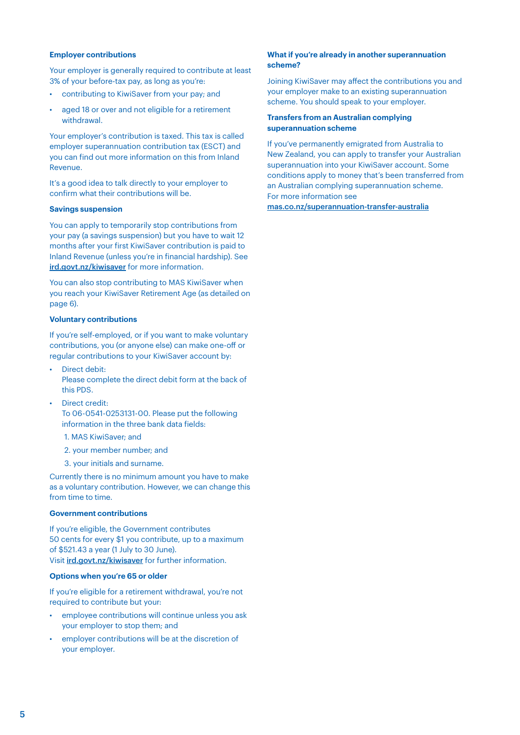### Employer contributions

Your employer is generally required to contribute at least 3% of your before-tax pay, as long as you're:

- contributing to KiwiSaver from your pay; and
- aged 18 or over and not eligible for a retirement withdrawal.

Your employer's contribution is taxed. This tax is called employer superannuation contribution tax (ESCT) and you can find out more information on this from Inland Revenue.

It's a good idea to talk directly to your employer to confirm what their contributions will be.

### Savings suspension

You can apply to temporarily stop contributions from your pay (a savings suspension) but you have to wait 12 months after your first KiwiSaver contribution is paid to Inland Revenue (unless you're in financial hardship). See **ird.govt.nz/kiwisaver** for more information.

You can also stop contributing to MAS KiwiSaver when you reach your KiwiSaver Retirement Age (as detailed on page 6).

### Voluntary contributions

If you're self-employed, or if you want to make voluntary contributions, you (or anyone else) can make one-off or regular contributions to your KiwiSaver account by:

- Direct debit:
  Please complete the direct debit form at the back of this PDS.
- Direct credit:
  To 06-0541-0253131-00. Please put the following information in the three bank data fields:
  1. MAS KiwiSaver; and
  2. your member number; and
  3. your initials and surname.

Currently there is no minimum amount you have to make as a voluntary contribution. However, we can change this from time to time.

### Government contributions

If you're eligible, the Government contributes 50 cents for every $1 you contribute, up to a maximum of $521.43 a year (1 July to 30 June).
Visit **ird.govt.nz/kiwisaver** for further information.

### Options when you're 65 or older

If you're eligible for a retirement withdrawal, you're not required to contribute but your:

- employee contributions will continue unless you ask your employer to stop them; and
- employer contributions will be at the discretion of your employer.

### What if you're already in another superannuation scheme?

Joining KiwiSaver may affect the contributions you and your employer make to an existing superannuation scheme. You should speak to your employer.

### Transfers from an Australian complying superannuation scheme

If you've permanently emigrated from Australia to New Zealand, you can apply to transfer your Australian superannuation into your KiwiSaver account. Some conditions apply to money that's been transferred from an Australian complying superannuation scheme.
For more information see
**mas.co.nz/superannuation-transfer-australia**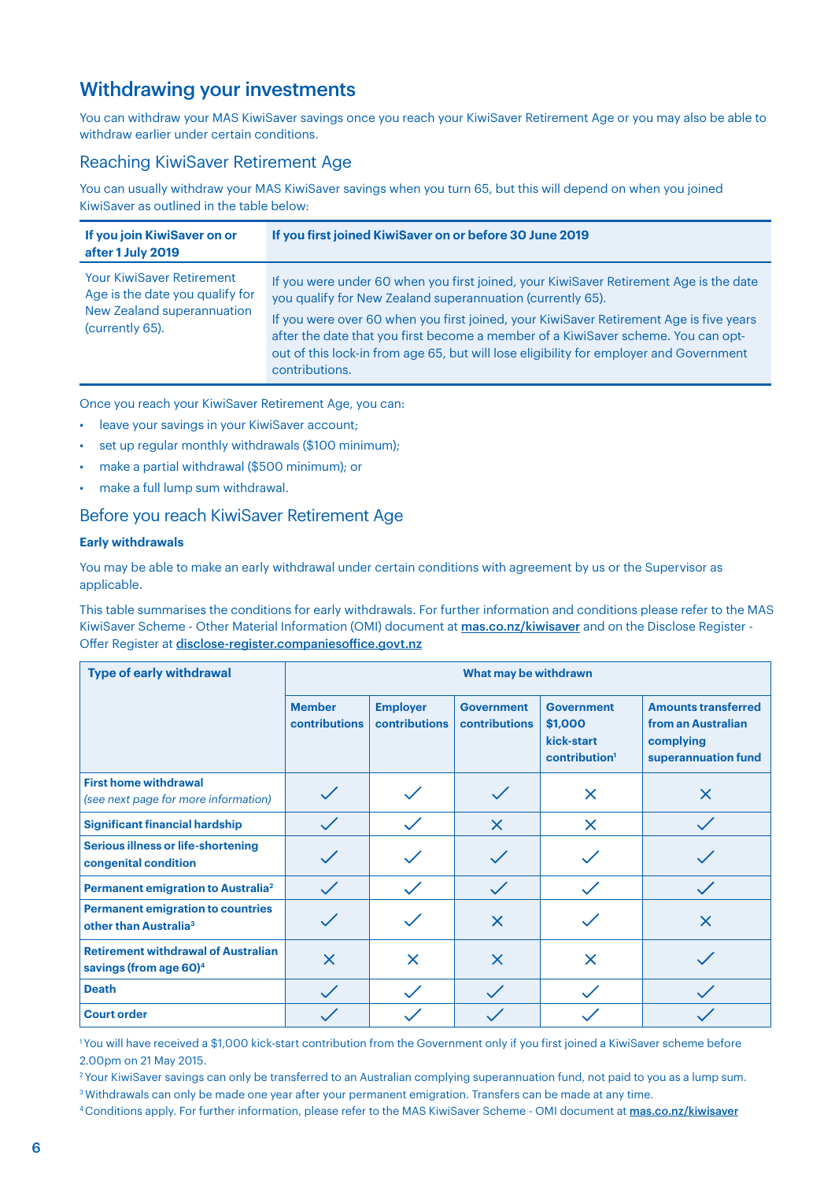## Withdrawing your investments

You can withdraw your MAS KiwiSaver savings once you reach your KiwiSaver Retirement Age or you may also be able to withdraw earlier under certain conditions.

### Reaching KiwiSaver Retirement Age

You can usually withdraw your MAS KiwiSaver savings when you turn 65, but this will depend on when you joined KiwiSaver as outlined in the table below:

| If you join KiwiSaver on or after 1 July 2019 | If you first joined KiwiSaver on or before 30 June 2019 |
|---|---|
| Your KiwiSaver Retirement Age is the date you qualify for New Zealand superannuation (currently 65). | If you were under 60 when you first joined, your KiwiSaver Retirement Age is the date you qualify for New Zealand superannuation (currently 65).<br>If you were over 60 when you first joined, your KiwiSaver Retirement Age is five years after the date that you first become a member of a KiwiSaver scheme. You can opt-out of this lock-in from age 65, but will lose eligibility for employer and Government contributions. |

Once you reach your KiwiSaver Retirement Age, you can:

- leave your savings in your KiwiSaver account;
- set up regular monthly withdrawals ($100 minimum);
- make a partial withdrawal ($500 minimum); or
- make a full lump sum withdrawal.

### Before you reach KiwiSaver Retirement Age

**Early withdrawals**

You may be able to make an early withdrawal under certain conditions with agreement by us or the Supervisor as applicable.

This table summarises the conditions for early withdrawals. For further information and conditions please refer to the MAS KiwiSaver Scheme - Other Material Information (OMI) document at mas.co.nz/kiwisaver and on the Disclose Register - Offer Register at disclose-register.companiesoffice.govt.nz

| Type of early withdrawal | What may be withdrawn | | | | |
|---|---|---|---|---|---|
| | Member contributions | Employer contributions | Government contributions | Government $1,000 kick-start contribution[1] | Amounts transferred from an Australian complying superannuation fund |
| **First home withdrawal** *(see next page for more information)* | ✓ | ✓ | ✓ | ✗ | ✗ |
| **Significant financial hardship** | ✓ | ✓ | ✗ | ✗ | ✓ |
| **Serious illness or life-shortening congenital condition** | ✓ | ✓ | ✓ | ✓ | ✓ |
| **Permanent emigration to Australia[2]** | ✓ | ✓ | ✓ | ✓ | ✓ |
| **Permanent emigration to countries other than Australia[3]** | ✓ | ✓ | ✗ | ✓ | ✗ |
| **Retirement withdrawal of Australian savings (from age 60)[4]** | ✗ | ✗ | ✗ | ✗ | ✓ |
| **Death** | ✓ | ✓ | ✓ | ✓ | ✓ |
| **Court order** | ✓ | ✓ | ✓ | ✓ | ✓ |

[1] You will have received a $1,000 kick-start contribution from the Government only if you first joined a KiwiSaver scheme before 2.00pm on 21 May 2015.

[2] Your KiwiSaver savings can only be transferred to an Australian complying superannuation fund, not paid to you as a lump sum.

[3] Withdrawals can only be made one year after your permanent emigration. Transfers can be made at any time.

[4] Conditions apply. For further information, please refer to the MAS KiwiSaver Scheme - OMI document at mas.co.nz/kiwisaver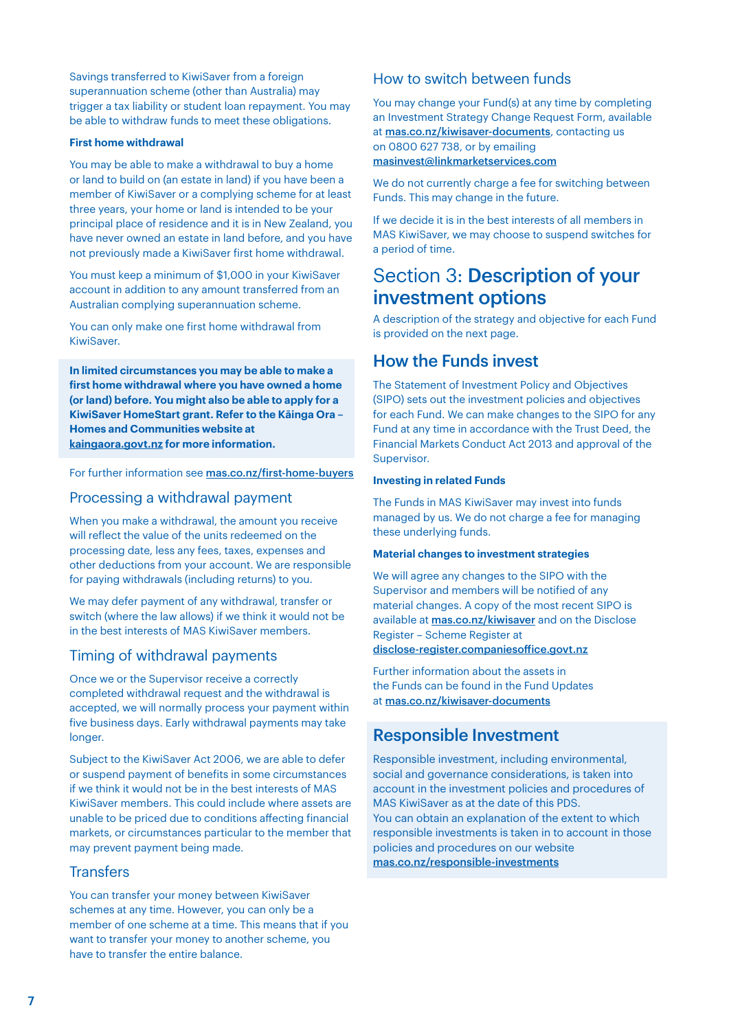Savings transferred to KiwiSaver from a foreign superannuation scheme (other than Australia) may trigger a tax liability or student loan repayment. You may be able to withdraw funds to meet these obligations.

**First home withdrawal**

You may be able to make a withdrawal to buy a home or land to build on (an estate in land) if you have been a member of KiwiSaver or a complying scheme for at least three years, your home or land is intended to be your principal place of residence and it is in New Zealand, you have never owned an estate in land before, and you have not previously made a KiwiSaver first home withdrawal.

You must keep a minimum of $1,000 in your KiwiSaver account in addition to any amount transferred from an Australian complying superannuation scheme.

You can only make one first home withdrawal from KiwiSaver.

**In limited circumstances you may be able to make a first home withdrawal where you have owned a home (or land) before. You might also be able to apply for a KiwiSaver HomeStart grant. Refer to the Kāinga Ora – Homes and Communities website at kaingaora.govt.nz for more information.**

For further information see mas.co.nz/first-home-buyers

## Processing a withdrawal payment

When you make a withdrawal, the amount you receive will reflect the value of the units redeemed on the processing date, less any fees, taxes, expenses and other deductions from your account. We are responsible for paying withdrawals (including returns) to you.

We may defer payment of any withdrawal, transfer or switch (where the law allows) if we think it would not be in the best interests of MAS KiwiSaver members.

## Timing of withdrawal payments

Once we or the Supervisor receive a correctly completed withdrawal request and the withdrawal is accepted, we will normally process your payment within five business days. Early withdrawal payments may take longer.

Subject to the KiwiSaver Act 2006, we are able to defer or suspend payment of benefits in some circumstances if we think it would not be in the best interests of MAS KiwiSaver members. This could include where assets are unable to be priced due to conditions affecting financial markets, or circumstances particular to the member that may prevent payment being made.

## Transfers

You can transfer your money between KiwiSaver schemes at any time. However, you can only be a member of one scheme at a time. This means that if you want to transfer your money to another scheme, you have to transfer the entire balance.

## How to switch between funds

You may change your Fund(s) at any time by completing an Investment Strategy Change Request Form, available at mas.co.nz/kiwisaver-documents, contacting us on 0800 627 738, or by emailing masinvest@linkmarketservices.com

We do not currently charge a fee for switching between Funds. This may change in the future.

If we decide it is in the best interests of all members in MAS KiwiSaver, we may choose to suspend switches for a period of time.

# Section 3: **Description of your investment options**

A description of the strategy and objective for each Fund is provided on the next page.

## How the Funds invest

The Statement of Investment Policy and Objectives (SIPO) sets out the investment policies and objectives for each Fund. We can make changes to the SIPO for any Fund at any time in accordance with the Trust Deed, the Financial Markets Conduct Act 2013 and approval of the Supervisor.

**Investing in related Funds**

The Funds in MAS KiwiSaver may invest into funds managed by us. We do not charge a fee for managing these underlying funds.

**Material changes to investment strategies**

We will agree any changes to the SIPO with the Supervisor and members will be notified of any material changes. A copy of the most recent SIPO is available at mas.co.nz/kiwisaver and on the Disclose Register – Scheme Register at disclose-register.companiesoffice.govt.nz

Further information about the assets in the Funds can be found in the Fund Updates at mas.co.nz/kiwisaver-documents

## Responsible Investment

Responsible investment, including environmental, social and governance considerations, is taken into account in the investment policies and procedures of MAS KiwiSaver as at the date of this PDS.
You can obtain an explanation of the extent to which responsible investments is taken in to account in those policies and procedures on our website mas.co.nz/responsible-investments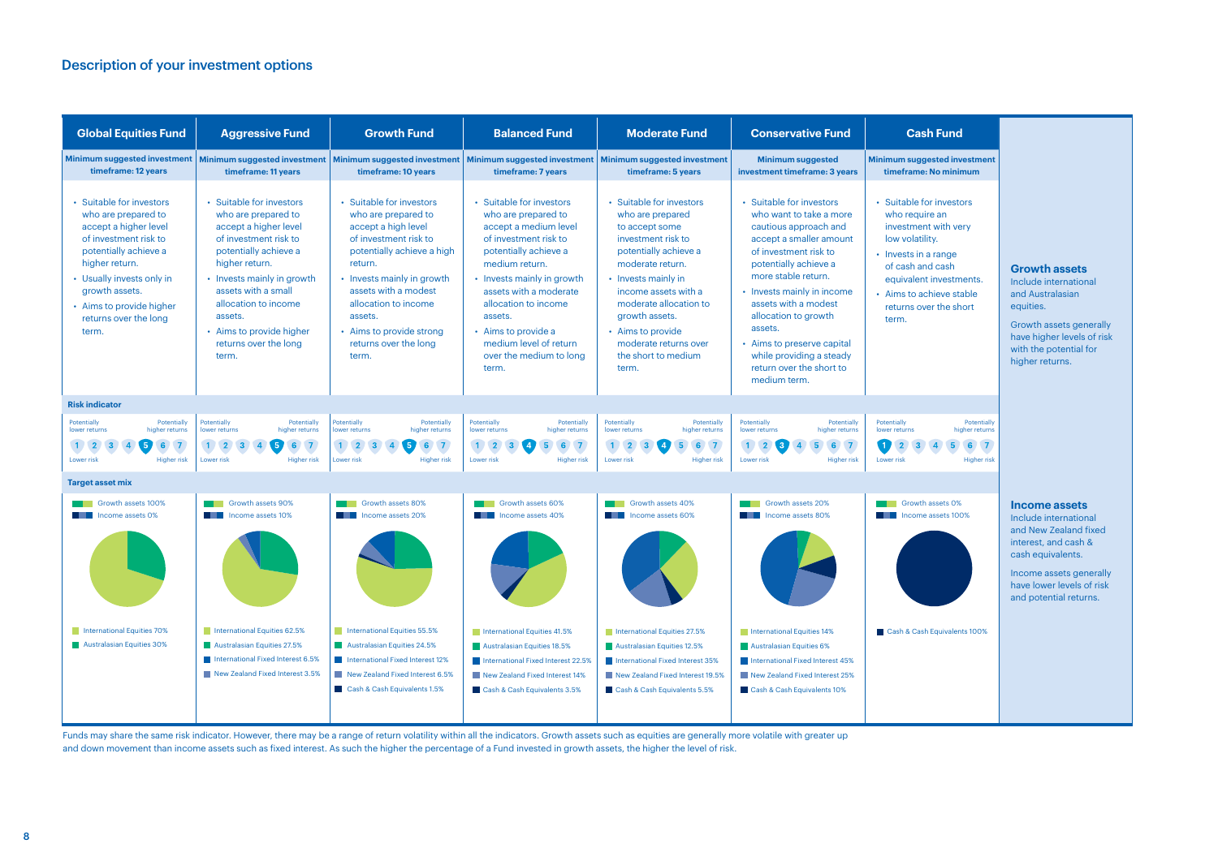## Description of your investment options

| | Global Equities Fund | Aggressive Fund | Growth Fund | Balanced Fund | Moderate Fund | Conservative Fund | Cash Fund |
|---|---|---|---|---|---|---|---|
| Minimum suggested investment timeframe | 12 years | 11 years | 10 years | 7 years | 5 years | 3 years | No minimum |
| Description | • Suitable for investors who are prepared to accept a higher level of investment risk to potentially achieve a higher return.<br>• Usually invests only in growth assets.<br>• Aims to provide higher returns over the long term. | • Suitable for investors who are prepared to accept a higher level of investment risk to potentially achieve a higher return.<br>• Invests mainly in growth assets with a small allocation to income assets.<br>• Aims to provide higher returns over the long term. | • Suitable for investors who are prepared to accept a high level of investment risk to potentially achieve a high return.<br>• Invests mainly in growth assets with a modest allocation to income assets.<br>• Aims to provide strong returns over the long term. | • Suitable for investors who are prepared to accept a medium level of investment risk to potentially achieve a medium return.<br>• Invests mainly in growth assets with a moderate allocation to income assets.<br>• Aims to provide a medium level of return over the medium to long term. | • Suitable for investors who are prepared to accept some investment risk to potentially achieve a moderate return.<br>• Invests mainly in income assets with a moderate allocation to growth assets.<br>• Aims to provide moderate returns over the short to medium term. | • Suitable for investors who want to take a more cautious approach and accept a smaller amount of investment risk to potentially achieve a more stable return.<br>• Invests mainly in income assets with a modest allocation to growth assets.<br>• Aims to preserve capital while providing a steady return over the short to medium term. | • Suitable for investors who require an investment with very low volatility.<br>• Invests in a range of cash and cash equivalent investments.<br>• Aims to achieve stable returns over the short term. |
| Risk indicator (1 = Lower risk / Potentially lower returns; 7 = Higher risk / Potentially higher returns) | 5 | 5 | 5 | 4 | 4 | 3 | 1 |
| Target asset mix | Growth assets 100%<br>Income assets 0% | Growth assets 90%<br>Income assets 10% | Growth assets 80%<br>Income assets 20% | Growth assets 60%<br>Income assets 40% | Growth assets 40%<br>Income assets 60% | Growth assets 20%<br>Income assets 80% | Growth assets 0%<br>Income assets 100% |
| | International Equities 70%<br>Australasian Equities 30% | International Equities 62.5%<br>Australasian Equities 27.5%<br>International Fixed Interest 6.5%<br>New Zealand Fixed Interest 3.5% | International Equities 55.5%<br>Australasian Equities 24.5%<br>International Fixed Interest 12%<br>New Zealand Fixed Interest 6.5%<br>Cash & Cash Equivalents 1.5% | International Equities 41.5%<br>Australasian Equities 18.5%<br>International Fixed Interest 22.5%<br>New Zealand Fixed Interest 14%<br>Cash & Cash Equivalents 3.5% | International Equities 27.5%<br>Australasian Equities 12.5%<br>International Fixed Interest 35%<br>New Zealand Fixed Interest 19.5%<br>Cash & Cash Equivalents 5.5% | International Equities 14%<br>Australasian Equities 6%<br>International Fixed Interest 45%<br>New Zealand Fixed Interest 25%<br>Cash & Cash Equivalents 10% | Cash & Cash Equivalents 100% |

**Growth assets**
Include international and Australasian equities.

Growth assets generally have higher levels of risk with the potential for higher returns.

**Income assets**
Include international and New Zealand fixed interest, and cash & cash equivalents.

Income assets generally have lower levels of risk and potential returns.

Funds may share the same risk indicator. However, there may be a range of return volatility within all the indicators. Growth assets such as equities are generally more volatile with greater up and down movement than income assets such as fixed interest. As such the higher the percentage of a Fund invested in growth assets, the higher the level of risk.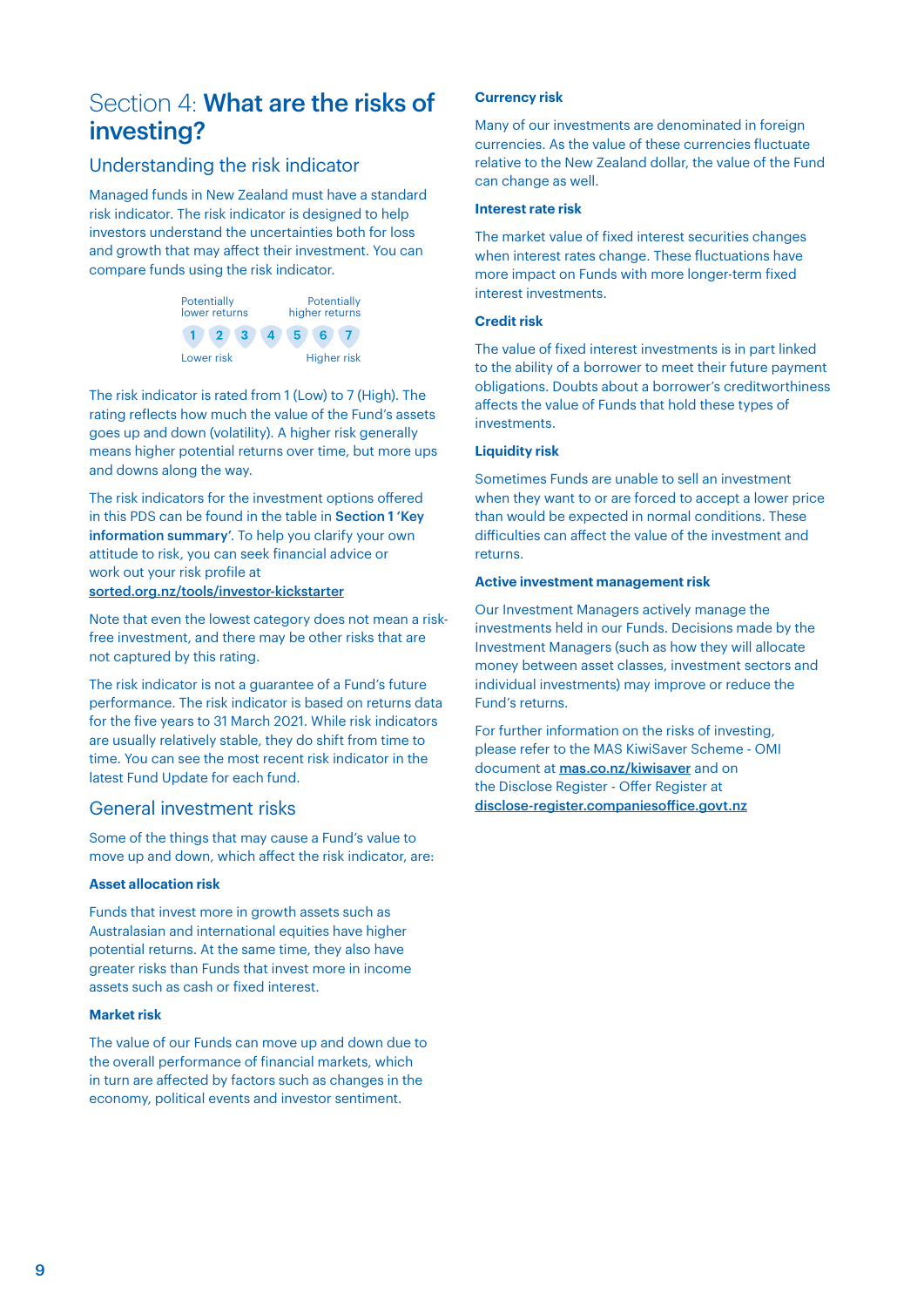# Section 4: **What are the risks of investing?**

## Understanding the risk indicator

Managed funds in New Zealand must have a standard risk indicator. The risk indicator is designed to help investors understand the uncertainties both for loss and growth that may affect their investment. You can compare funds using the risk indicator.

Potentially lower returns — Potentially higher returns

1 2 3 4 5 6 7

Lower risk — Higher risk

The risk indicator is rated from 1 (Low) to 7 (High). The rating reflects how much the value of the Fund's assets goes up and down (volatility). A higher risk generally means higher potential returns over time, but more ups and downs along the way.

The risk indicators for the investment options offered in this PDS can be found in the table in **Section 1 'Key information summary'**. To help you clarify your own attitude to risk, you can seek financial advice or work out your risk profile at sorted.org.nz/tools/investor-kickstarter

Note that even the lowest category does not mean a risk-free investment, and there may be other risks that are not captured by this rating.

The risk indicator is not a guarantee of a Fund's future performance. The risk indicator is based on returns data for the five years to 31 March 2021. While risk indicators are usually relatively stable, they do shift from time to time. You can see the most recent risk indicator in the latest Fund Update for each fund.

## General investment risks

Some of the things that may cause a Fund's value to move up and down, which affect the risk indicator, are:

**Asset allocation risk**

Funds that invest more in growth assets such as Australasian and international equities have higher potential returns. At the same time, they also have greater risks than Funds that invest more in income assets such as cash or fixed interest.

**Market risk**

The value of our Funds can move up and down due to the overall performance of financial markets, which in turn are affected by factors such as changes in the economy, political events and investor sentiment.

**Currency risk**

Many of our investments are denominated in foreign currencies. As the value of these currencies fluctuate relative to the New Zealand dollar, the value of the Fund can change as well.

**Interest rate risk**

The market value of fixed interest securities changes when interest rates change. These fluctuations have more impact on Funds with more longer-term fixed interest investments.

**Credit risk**

The value of fixed interest investments is in part linked to the ability of a borrower to meet their future payment obligations. Doubts about a borrower's creditworthiness affects the value of Funds that hold these types of investments.

**Liquidity risk**

Sometimes Funds are unable to sell an investment when they want to or are forced to accept a lower price than would be expected in normal conditions. These difficulties can affect the value of the investment and returns.

**Active investment management risk**

Our Investment Managers actively manage the investments held in our Funds. Decisions made by the Investment Managers (such as how they will allocate money between asset classes, investment sectors and individual investments) may improve or reduce the Fund's returns.

For further information on the risks of investing, please refer to the MAS KiwiSaver Scheme - OMI document at **mas.co.nz/kiwisaver** and on the Disclose Register - Offer Register at **disclose-register.companiesoffice.govt.nz**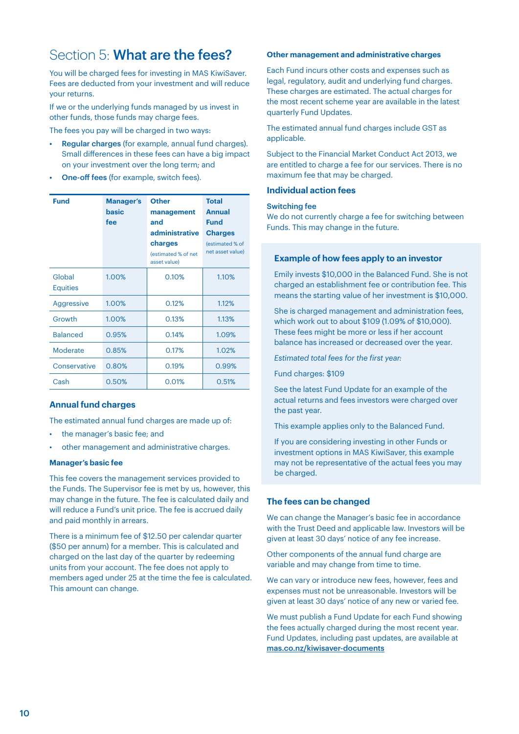# Section 5: **What are the fees?**

You will be charged fees for investing in MAS KiwiSaver. Fees are deducted from your investment and will reduce your returns.

If we or the underlying funds managed by us invest in other funds, those funds may charge fees.

The fees you pay will be charged in two ways:

- **Regular charges** (for example, annual fund charges). Small differences in these fees can have a big impact on your investment over the long term; and
- **One-off fees** (for example, switch fees).

| Fund | Manager's basic fee | Other management and administrative charges (estimated % of net asset value) | Total Annual Fund Charges (estimated % of net asset value) |
|---|---|---|---|
| Global Equities | 1.00% | 0.10% | 1.10% |
| Aggressive | 1.00% | 0.12% | 1.12% |
| Growth | 1.00% | 0.13% | 1.13% |
| Balanced | 0.95% | 0.14% | 1.09% |
| Moderate | 0.85% | 0.17% | 1.02% |
| Conservative | 0.80% | 0.19% | 0.99% |
| Cash | 0.50% | 0.01% | 0.51% |

## Annual fund charges

The estimated annual fund charges are made up of:

- the manager's basic fee; and
- other management and administrative charges.

### Manager's basic fee

This fee covers the management services provided to the Funds. The Supervisor fee is met by us, however, this may change in the future. The fee is calculated daily and will reduce a Fund's unit price. The fee is accrued daily and paid monthly in arrears.

There is a minimum fee of $12.50 per calendar quarter ($50 per annum) for a member. This is calculated and charged on the last day of the quarter by redeeming units from your account. The fee does not apply to members aged under 25 at the time the fee is calculated. This amount can change.

### Other management and administrative charges

Each Fund incurs other costs and expenses such as legal, regulatory, audit and underlying fund charges. These charges are estimated. The actual charges for the most recent scheme year are available in the latest quarterly Fund Updates.

The estimated annual fund charges include GST as applicable.

Subject to the Financial Market Conduct Act 2013, we are entitled to charge a fee for our services. There is no maximum fee that may be charged.

## Individual action fees

### Switching fee

We do not currently charge a fee for switching between Funds. This may change in the future.

### Example of how fees apply to an investor

Emily invests $10,000 in the Balanced Fund. She is not charged an establishment fee or contribution fee. This means the starting value of her investment is $10,000.

She is charged management and administration fees, which work out to about $109 (1.09% of $10,000). These fees might be more or less if her account balance has increased or decreased over the year.

*Estimated total fees for the first year:*

Fund charges: $109

See the latest Fund Update for an example of the actual returns and fees investors were charged over the past year.

This example applies only to the Balanced Fund.

If you are considering investing in other Funds or investment options in MAS KiwiSaver, this example may not be representative of the actual fees you may be charged.

## The fees can be changed

We can change the Manager's basic fee in accordance with the Trust Deed and applicable law. Investors will be given at least 30 days' notice of any fee increase.

Other components of the annual fund charge are variable and may change from time to time.

We can vary or introduce new fees, however, fees and expenses must not be unreasonable. Investors will be given at least 30 days' notice of any new or varied fee.

We must publish a Fund Update for each Fund showing the fees actually charged during the most recent year. Fund Updates, including past updates, are available at **mas.co.nz/kiwisaver-documents**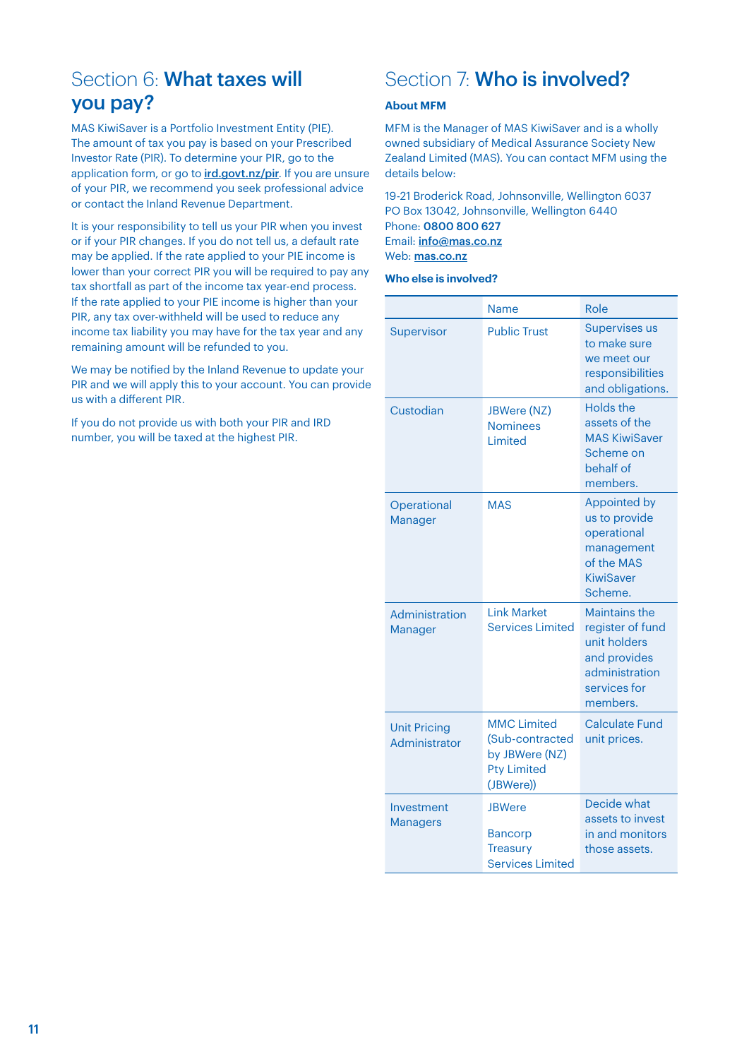## Section 6: **What taxes will you pay?**

MAS KiwiSaver is a Portfolio Investment Entity (PIE). The amount of tax you pay is based on your Prescribed Investor Rate (PIR). To determine your PIR, go to the application form, or go to **ird.govt.nz/pir**. If you are unsure of your PIR, we recommend you seek professional advice or contact the Inland Revenue Department.

It is your responsibility to tell us your PIR when you invest or if your PIR changes. If you do not tell us, a default rate may be applied. If the rate applied to your PIE income is lower than your correct PIR you will be required to pay any tax shortfall as part of the income tax year-end process. If the rate applied to your PIE income is higher than your PIR, any tax over-withheld will be used to reduce any income tax liability you may have for the tax year and any remaining amount will be refunded to you.

We may be notified by the Inland Revenue to update your PIR and we will apply this to your account. You can provide us with a different PIR.

If you do not provide us with both your PIR and IRD number, you will be taxed at the highest PIR.

## Section 7: **Who is involved?**

### About MFM

MFM is the Manager of MAS KiwiSaver and is a wholly owned subsidiary of Medical Assurance Society New Zealand Limited (MAS). You can contact MFM using the details below:

19-21 Broderick Road, Johnsonville, Wellington 6037
PO Box 13042, Johnsonville, Wellington 6440
Phone: **0800 800 627**
Email: **info@mas.co.nz**
Web: **mas.co.nz**

### Who else is involved?

| | Name | Role |
|---|---|---|
| Supervisor | Public Trust | Supervises us to make sure we meet our responsibilities and obligations. |
| Custodian | JBWere (NZ) Nominees Limited | Holds the assets of the MAS KiwiSaver Scheme on behalf of members. |
| Operational Manager | MAS | Appointed by us to provide operational management of the MAS KiwiSaver Scheme. |
| Administration Manager | Link Market Services Limited | Maintains the register of fund unit holders and provides administration services for members. |
| Unit Pricing Administrator | MMC Limited (Sub-contracted by JBWere (NZ) Pty Limited (JBWere)) | Calculate Fund unit prices. |
| Investment Managers | JBWere<br><br>Bancorp Treasury Services Limited | Decide what assets to invest in and monitors those assets. |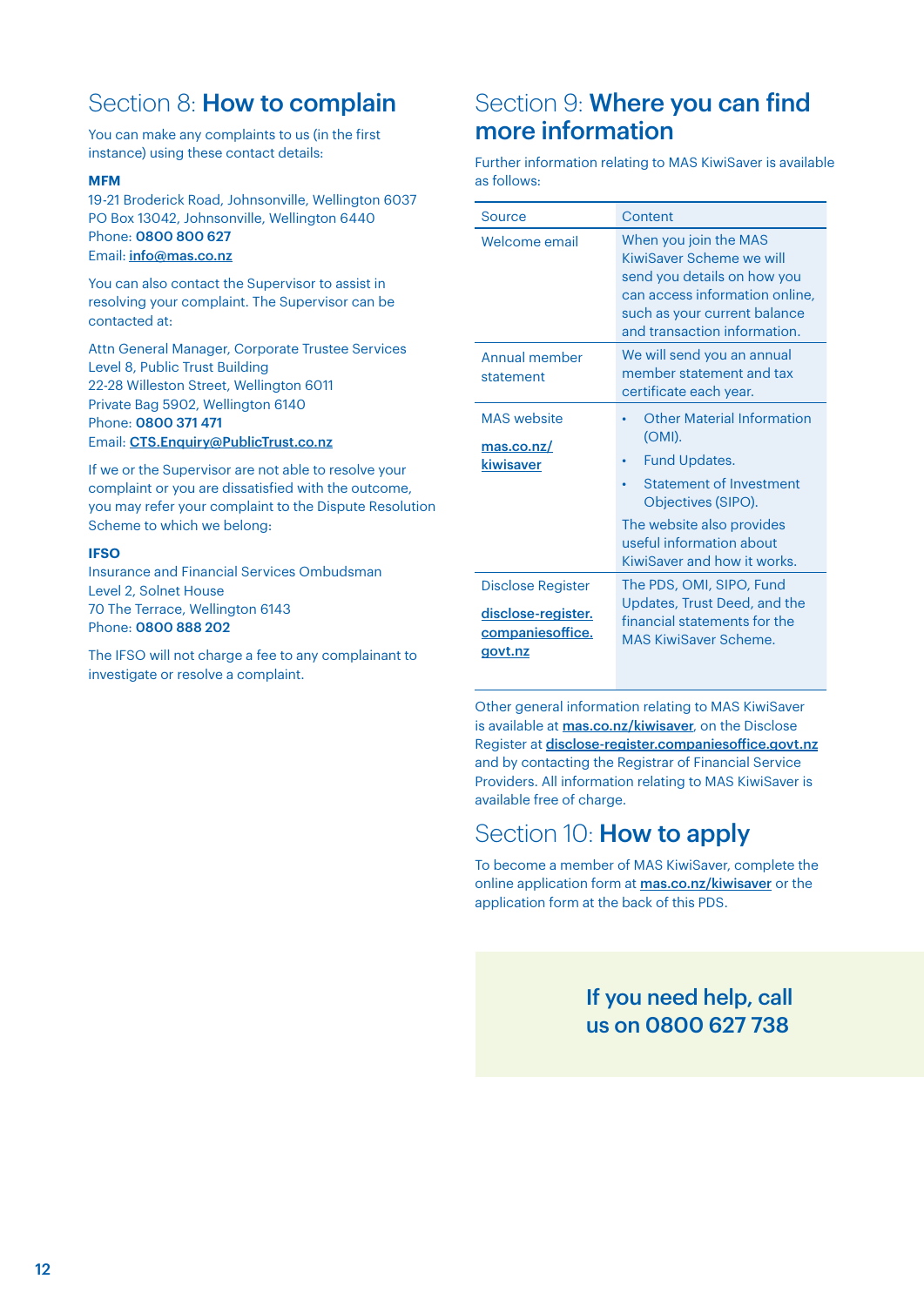## Section 8: **How to complain**

You can make any complaints to us (in the first instance) using these contact details:

**MFM**
19-21 Broderick Road, Johnsonville, Wellington 6037
PO Box 13042, Johnsonville, Wellington 6440
Phone: **0800 800 627**
Email: **info@mas.co.nz**

You can also contact the Supervisor to assist in resolving your complaint. The Supervisor can be contacted at:

Attn General Manager, Corporate Trustee Services
Level 8, Public Trust Building
22-28 Willeston Street, Wellington 6011
Private Bag 5902, Wellington 6140
Phone: **0800 371 471**
Email: **CTS.Enquiry@PublicTrust.co.nz**

If we or the Supervisor are not able to resolve your complaint or you are dissatisfied with the outcome, you may refer your complaint to the Dispute Resolution Scheme to which we belong:

**IFSO**
Insurance and Financial Services Ombudsman
Level 2, Solnet House
70 The Terrace, Wellington 6143
Phone: **0800 888 202**

The IFSO will not charge a fee to any complainant to investigate or resolve a complaint.

## Section 9: **Where you can find more information**

Further information relating to MAS KiwiSaver is available as follows:

| Source | Content |
|---|---|
| Welcome email | When you join the MAS KiwiSaver Scheme we will send you details on how you can access information online, such as your current balance and transaction information. |
| Annual member statement | We will send you an annual member statement and tax certificate each year. |
| MAS website **mas.co.nz/kiwisaver** | • Other Material Information (OMI). • Fund Updates. • Statement of Investment Objectives (SIPO). The website also provides useful information about KiwiSaver and how it works. |
| Disclose Register **disclose-register.companiesoffice.govt.nz** | The PDS, OMI, SIPO, Fund Updates, Trust Deed, and the financial statements for the MAS KiwiSaver Scheme. |

Other general information relating to MAS KiwiSaver is available at **mas.co.nz/kiwisaver**, on the Disclose Register at **disclose-register.companiesoffice.govt.nz** and by contacting the Registrar of Financial Service Providers. All information relating to MAS KiwiSaver is available free of charge.

## Section 10: **How to apply**

To become a member of MAS KiwiSaver, complete the online application form at **mas.co.nz/kiwisaver** or the application form at the back of this PDS.

**If you need help, call us on 0800 627 738**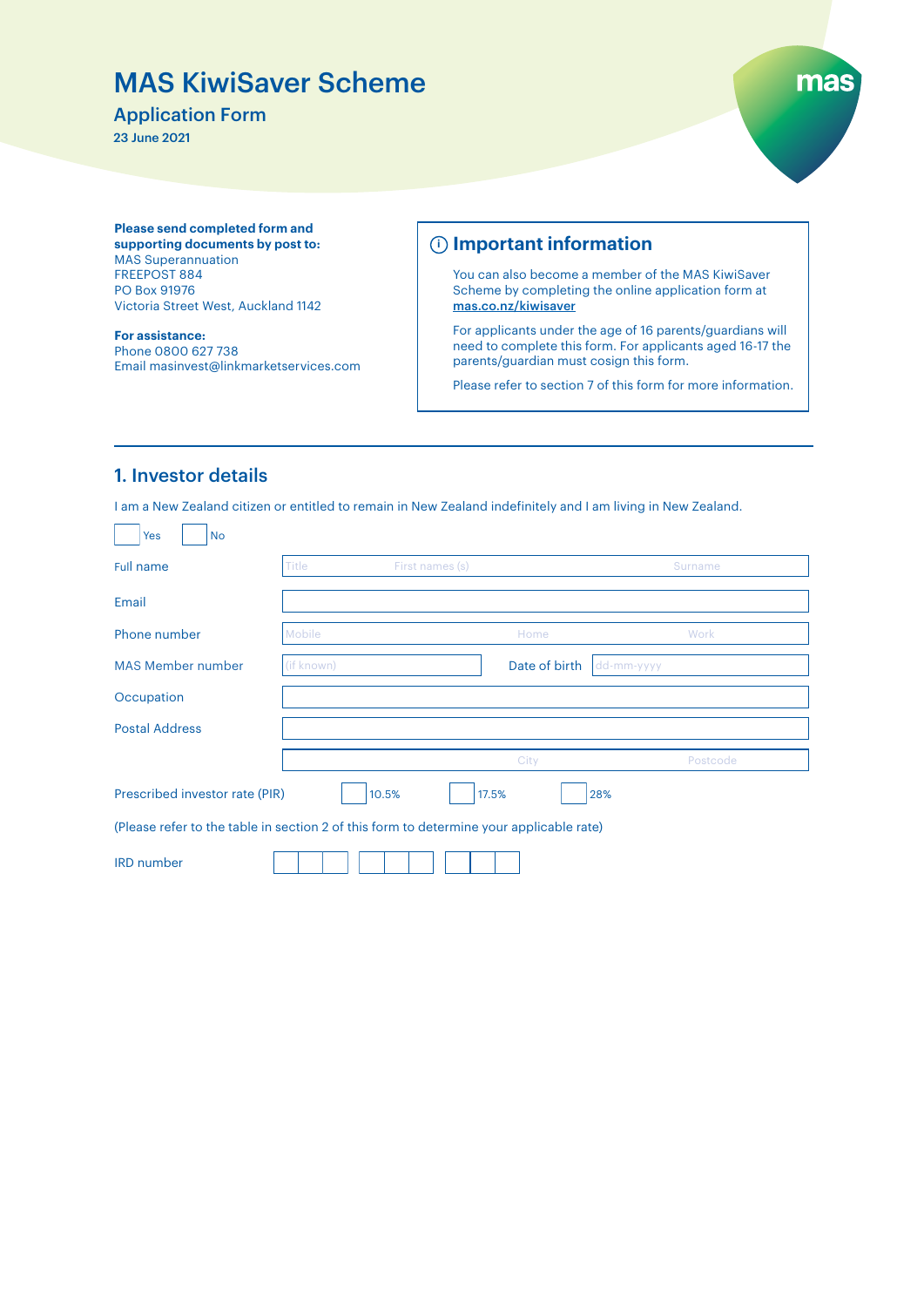# MAS KiwiSaver Scheme

## Application Form

**23 June 2021**

**Please send completed form and supporting documents by post to:**
MAS Superannuation
FREEPOST 884
PO Box 91976
Victoria Street West, Auckland 1142

**For assistance:**
Phone 0800 627 738
Email masinvest@linkmarketservices.com

### Important information

You can also become a member of the MAS KiwiSaver Scheme by completing the online application form at **mas.co.nz/kiwisaver**

For applicants under the age of 16 parents/guardians will need to complete this form. For applicants aged 16-17 the parents/guardian must cosign this form.

Please refer to section 7 of this form for more information.

## 1. Investor details

I am a New Zealand citizen or entitled to remain in New Zealand indefinitely and I am living in New Zealand.

☐ Yes ☐ No

Full name: Title ______ First names (s) ______ Surname ______

Email: ______

Phone number: Mobile ______ Home ______ Work ______

MAS Member number: (if known) ______ Date of birth: dd-mm-yyyy

Occupation: ______

Postal Address: ______

City ______ Postcode ______

Prescribed investor rate (PIR) ☐ 10.5% ☐ 17.5% ☐ 28%

(Please refer to the table in section 2 of this form to determine your applicable rate)

IRD number: ☐☐☐ ☐☐☐ ☐☐☐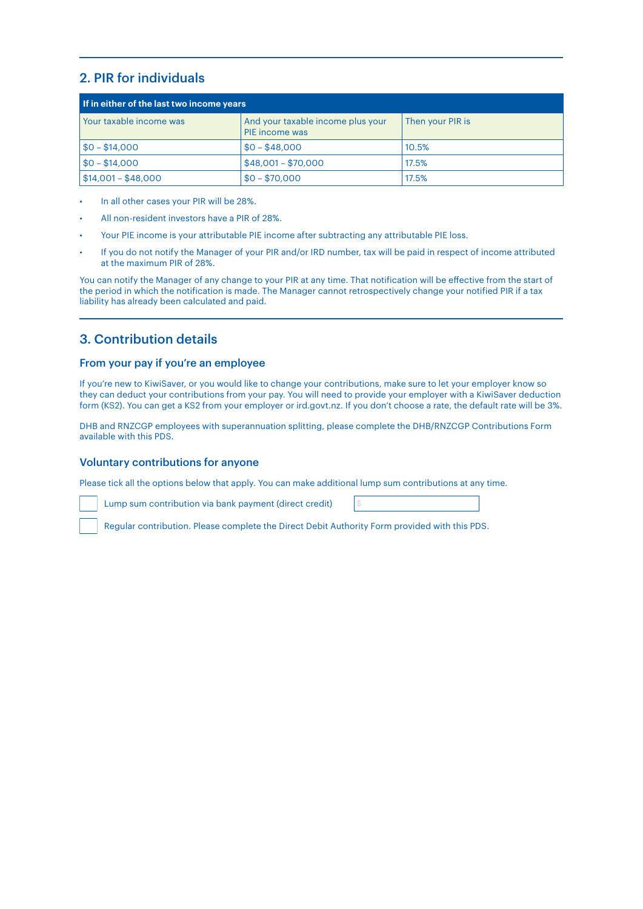## 2. PIR for individuals

| If in either of the last two income years | | |
|---|---|---|
| Your taxable income was | And your taxable income plus your PIE income was | Then your PIR is |
| $0 – $14,000 | $0 – $48,000 | 10.5% |
| $0 – $14,000 | $48,001 – $70,000 | 17.5% |
| $14,001 – $48,000 | $0 – $70,000 | 17.5% |

- In all other cases your PIR will be 28%.
- All non-resident investors have a PIR of 28%.
- Your PIE income is your attributable PIE income after subtracting any attributable PIE loss.
- If you do not notify the Manager of your PIR and/or IRD number, tax will be paid in respect of income attributed at the maximum PIR of 28%.

You can notify the Manager of any change to your PIR at any time. That notification will be effective from the start of the period in which the notification is made. The Manager cannot retrospectively change your notified PIR if a tax liability has already been calculated and paid.

## 3. Contribution details

### From your pay if you're an employee

If you're new to KiwiSaver, or you would like to change your contributions, make sure to let your employer know so they can deduct your contributions from your pay. You will need to provide your employer with a KiwiSaver deduction form (KS2). You can get a KS2 from your employer or ird.govt.nz. If you don't choose a rate, the default rate will be 3%.

DHB and RNZCGP employees with superannuation splitting, please complete the DHB/RNZCGP Contributions Form available with this PDS.

### Voluntary contributions for anyone

Please tick all the options below that apply. You can make additional lump sum contributions at any time.

☐ Lump sum contribution via bank payment (direct credit) $ ____________

☐ Regular contribution. Please complete the Direct Debit Authority Form provided with this PDS.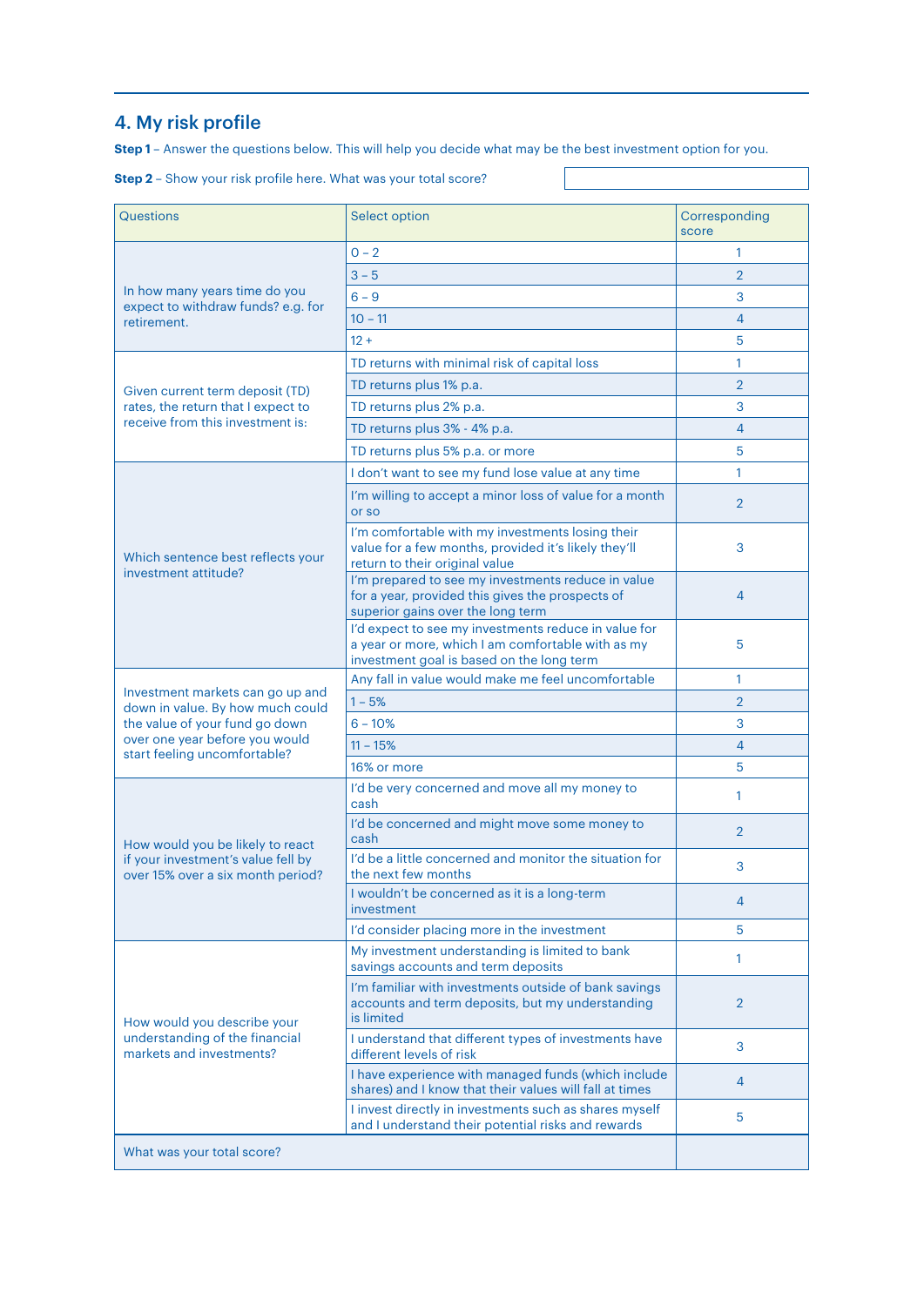## 4. My risk profile

**Step 1** – Answer the questions below. This will help you decide what may be the best investment option for you.

**Step 2** – Show your risk profile here. What was your total score?

| Questions | Select option | Corresponding score |
|---|---|---|
| In how many years time do you expect to withdraw funds? e.g. for retirement. | 0 – 2 | 1 |
| | 3 – 5 | 2 |
| | 6 – 9 | 3 |
| | 10 – 11 | 4 |
| | 12 + | 5 |
| Given current term deposit (TD) rates, the return that I expect to receive from this investment is: | TD returns with minimal risk of capital loss | 1 |
| | TD returns plus 1% p.a. | 2 |
| | TD returns plus 2% p.a. | 3 |
| | TD returns plus 3% - 4% p.a. | 4 |
| | TD returns plus 5% p.a. or more | 5 |
| Which sentence best reflects your investment attitude? | I don't want to see my fund lose value at any time | 1 |
| | I'm willing to accept a minor loss of value for a month or so | 2 |
| | I'm comfortable with my investments losing their value for a few months, provided it's likely they'll return to their original value | 3 |
| | I'm prepared to see my investments reduce in value for a year, provided this gives the prospects of superior gains over the long term | 4 |
| | I'd expect to see my investments reduce in value for a year or more, which I am comfortable with as my investment goal is based on the long term | 5 |
| Investment markets can go up and down in value. By how much could the value of your fund go down over one year before you would start feeling uncomfortable? | Any fall in value would make me feel uncomfortable | 1 |
| | 1 – 5% | 2 |
| | 6 – 10% | 3 |
| | 11 – 15% | 4 |
| | 16% or more | 5 |
| How would you be likely to react if your investment's value fell by over 15% over a six month period? | I'd be very concerned and move all my money to cash | 1 |
| | I'd be concerned and might move some money to cash | 2 |
| | I'd be a little concerned and monitor the situation for the next few months | 3 |
| | I wouldn't be concerned as it is a long-term investment | 4 |
| | I'd consider placing more in the investment | 5 |
| How would you describe your understanding of the financial markets and investments? | My investment understanding is limited to bank savings accounts and term deposits | 1 |
| | I'm familiar with investments outside of bank savings accounts and term deposits, but my understanding is limited | 2 |
| | I understand that different types of investments have different levels of risk | 3 |
| | I have experience with managed funds (which include shares) and I know that their values will fall at times | 4 |
| | I invest directly in investments such as shares myself and I understand their potential risks and rewards | 5 |
| What was your total score? | | |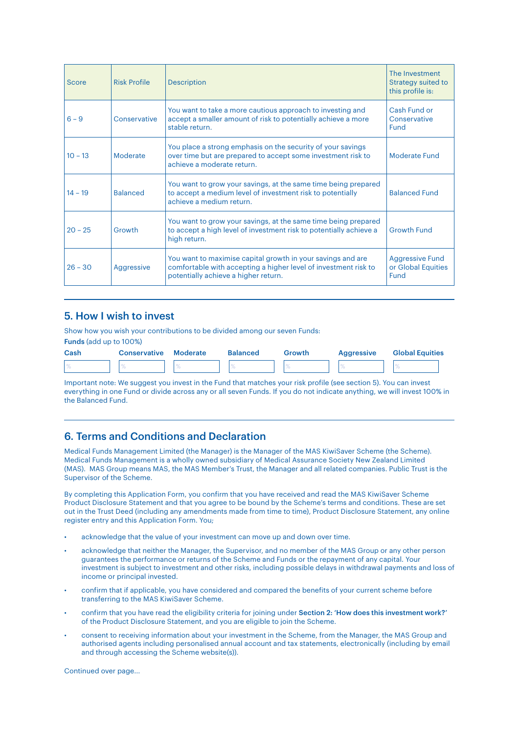| Score | Risk Profile | Description | The Investment Strategy suited to this profile is: |
|---|---|---|---|
| 6 – 9 | Conservative | You want to take a more cautious approach to investing and accept a smaller amount of risk to potentially achieve a more stable return. | Cash Fund or Conservative Fund |
| 10 – 13 | Moderate | You place a strong emphasis on the security of your savings over time but are prepared to accept some investment risk to achieve a moderate return. | Moderate Fund |
| 14 – 19 | Balanced | You want to grow your savings, at the same time being prepared to accept a medium level of investment risk to potentially achieve a medium return. | Balanced Fund |
| 20 – 25 | Growth | You want to grow your savings, at the same time being prepared to accept a high level of investment risk to potentially achieve a high return. | Growth Fund |
| 26 – 30 | Aggressive | You want to maximise capital growth in your savings and are comfortable with accepting a higher level of investment risk to potentially achieve a higher return. | Aggressive Fund or Global Equities Fund |

## 5. How I wish to invest

Show how you wish your contributions to be divided among our seven Funds:

**Funds** (add up to 100%)

| Cash | Conservative | Moderate | Balanced | Growth | Aggressive | Global Equities |
|---|---|---|---|---|---|---|
| % | % | % | % | % | % | % |

Important note: We suggest you invest in the Fund that matches your risk profile (see section 5). You can invest everything in one Fund or divide across any or all seven Funds. If you do not indicate anything, we will invest 100% in the Balanced Fund.

## 6. Terms and Conditions and Declaration

Medical Funds Management Limited (the Manager) is the Manager of the MAS KiwiSaver Scheme (the Scheme). Medical Funds Management is a wholly owned subsidiary of Medical Assurance Society New Zealand Limited (MAS). MAS Group means MAS, the MAS Member's Trust, the Manager and all related companies. Public Trust is the Supervisor of the Scheme.

By completing this Application Form, you confirm that you have received and read the MAS KiwiSaver Scheme Product Disclosure Statement and that you agree to be bound by the Scheme's terms and conditions. These are set out in the Trust Deed (including any amendments made from time to time), Product Disclosure Statement, any online register entry and this Application Form. You;

- acknowledge that the value of your investment can move up and down over time.
- acknowledge that neither the Manager, the Supervisor, and no member of the MAS Group or any other person guarantees the performance or returns of the Scheme and Funds or the repayment of any capital. Your investment is subject to investment and other risks, including possible delays in withdrawal payments and loss of income or principal invested.
- confirm that if applicable, you have considered and compared the benefits of your current scheme before transferring to the MAS KiwiSaver Scheme.
- confirm that you have read the eligibility criteria for joining under **Section 2: 'How does this investment work?'** of the Product Disclosure Statement, and you are eligible to join the Scheme.
- consent to receiving information about your investment in the Scheme, from the Manager, the MAS Group and authorised agents including personalised annual account and tax statements, electronically (including by email and through accessing the Scheme website(s)).

Continued over page...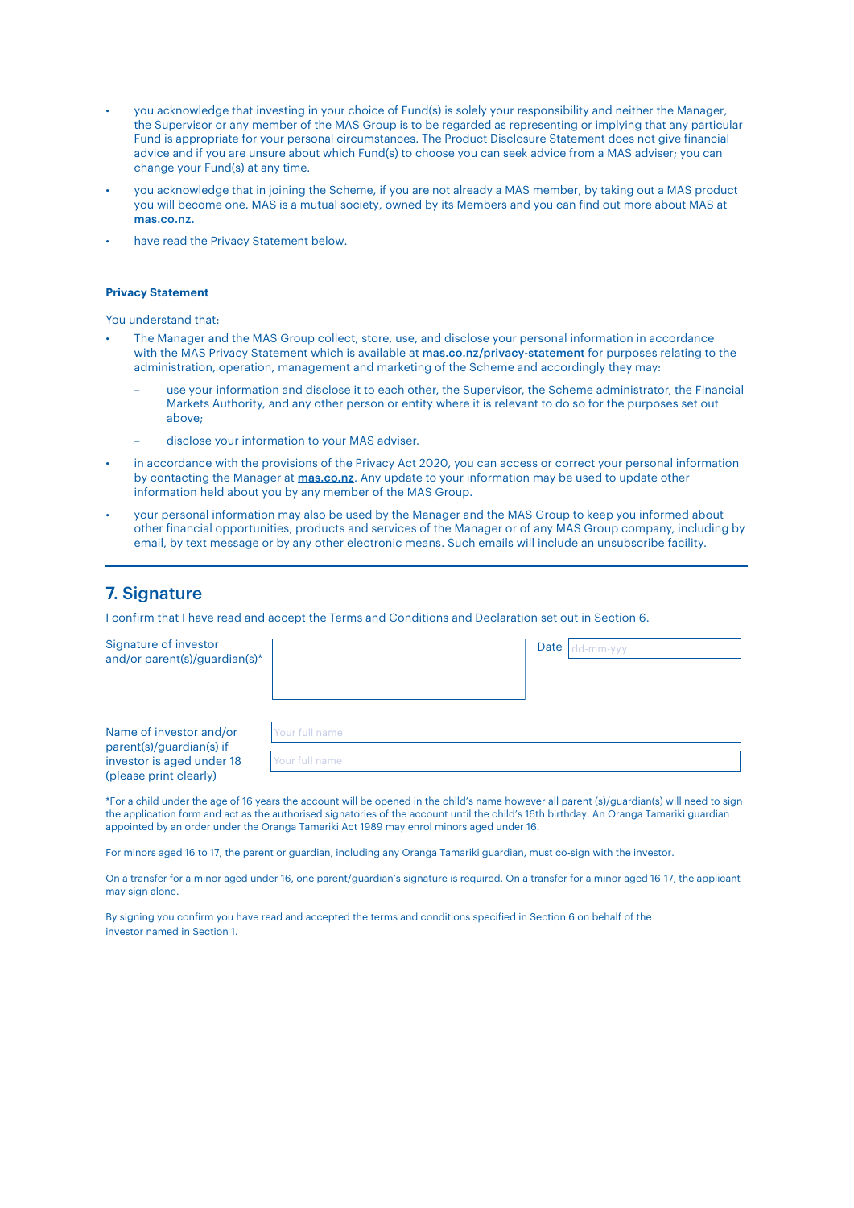- you acknowledge that investing in your choice of Fund(s) is solely your responsibility and neither the Manager, the Supervisor or any member of the MAS Group is to be regarded as representing or implying that any particular Fund is appropriate for your personal circumstances. The Product Disclosure Statement does not give financial advice and if you are unsure about which Fund(s) to choose you can seek advice from a MAS adviser; you can change your Fund(s) at any time.
- you acknowledge that in joining the Scheme, if you are not already a MAS member, by taking out a MAS product you will become one. MAS is a mutual society, owned by its Members and you can find out more about MAS at **mas.co.nz**.
- have read the Privacy Statement below.

**Privacy Statement**

You understand that:

- The Manager and the MAS Group collect, store, use, and disclose your personal information in accordance with the MAS Privacy Statement which is available at **mas.co.nz/privacy-statement** for purposes relating to the administration, operation, management and marketing of the Scheme and accordingly they may:
  - use your information and disclose it to each other, the Supervisor, the Scheme administrator, the Financial Markets Authority, and any other person or entity where it is relevant to do so for the purposes set out above;
  - disclose your information to your MAS adviser.
- in accordance with the provisions of the Privacy Act 2020, you can access or correct your personal information by contacting the Manager at **mas.co.nz**. Any update to your information may be used to update other information held about you by any member of the MAS Group.
- your personal information may also be used by the Manager and the MAS Group to keep you informed about other financial opportunities, products and services of the Manager or of any MAS Group company, including by email, by text message or by any other electronic means. Such emails will include an unsubscribe facility.

## 7. Signature

I confirm that I have read and accept the Terms and Conditions and Declaration set out in Section 6.

Signature of investor and/or parent(s)/guardian(s)* ____________________ Date dd-mm-yyy

Name of investor and/or parent(s)/guardian(s) if investor is aged under 18 (please print clearly)

Your full name ____________________

Your full name ____________________

*For a child under the age of 16 years the account will be opened in the child's name however all parent (s)/guardian(s) will need to sign the application form and act as the authorised signatories of the account until the child's 16th birthday. An Oranga Tamariki guardian appointed by an order under the Oranga Tamariki Act 1989 may enrol minors aged under 16.

For minors aged 16 to 17, the parent or guardian, including any Oranga Tamariki guardian, must co-sign with the investor.

On a transfer for a minor aged under 16, one parent/guardian's signature is required. On a transfer for a minor aged 16-17, the applicant may sign alone.

By signing you confirm you have read and accepted the terms and conditions specified in Section 6 on behalf of the investor named in Section 1.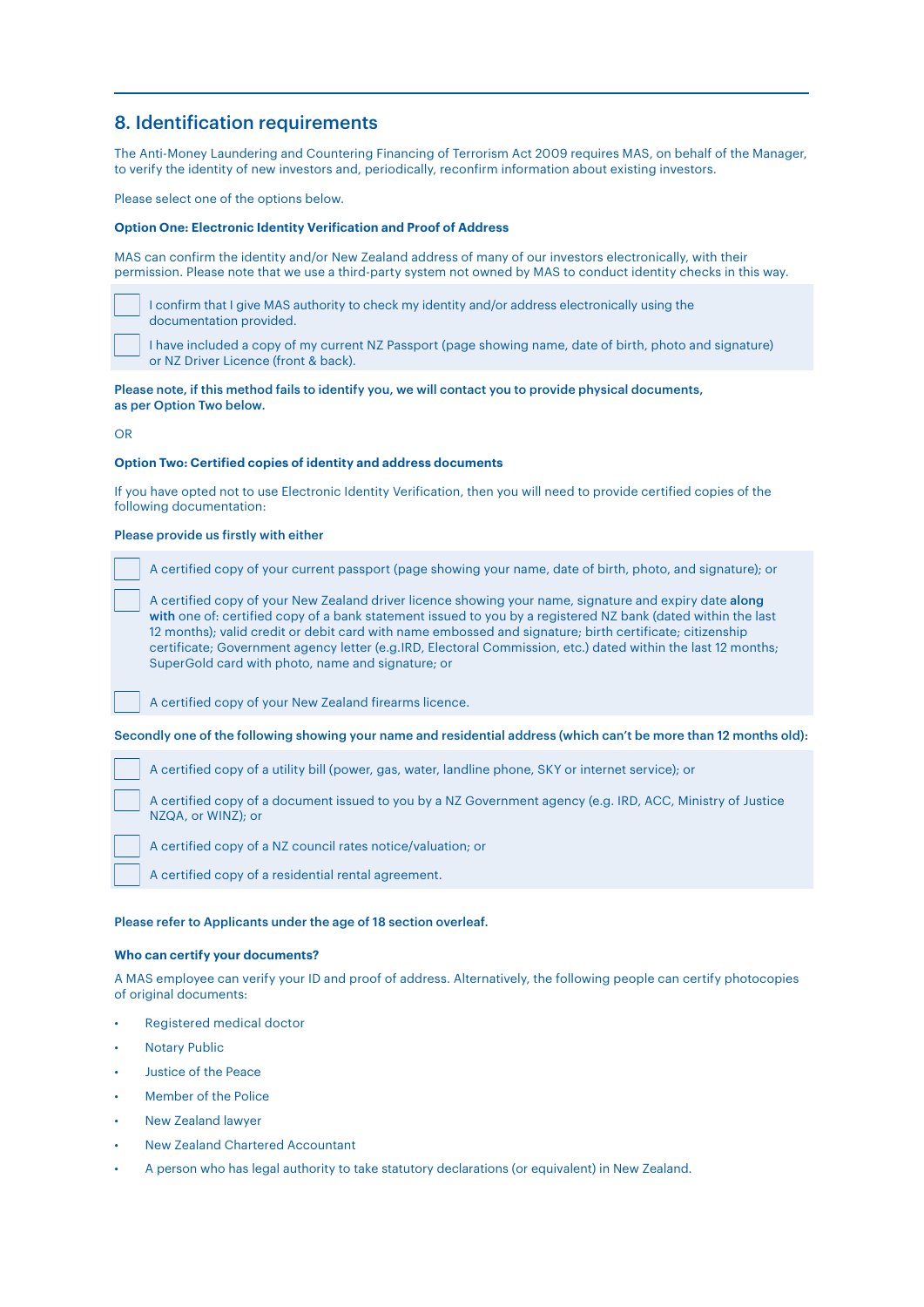## 8. Identification requirements

The Anti-Money Laundering and Countering Financing of Terrorism Act 2009 requires MAS, on behalf of the Manager, to verify the identity of new investors and, periodically, reconfirm information about existing investors.

Please select one of the options below.

**Option One: Electronic Identity Verification and Proof of Address**

MAS can confirm the identity and/or New Zealand address of many of our investors electronically, with their permission. Please note that we use a third-party system not owned by MAS to conduct identity checks in this way.

- [ ] I confirm that I give MAS authority to check my identity and/or address electronically using the documentation provided.
- [ ] I have included a copy of my current NZ Passport (page showing name, date of birth, photo and signature) or NZ Driver Licence (front & back).

**Please note, if this method fails to identify you, we will contact you to provide physical documents, as per Option Two below.**

OR

**Option Two: Certified copies of identity and address documents**

If you have opted not to use Electronic Identity Verification, then you will need to provide certified copies of the following documentation:

**Please provide us firstly with either**

- [ ] A certified copy of your current passport (page showing your name, date of birth, photo, and signature); or
- [ ] A certified copy of your New Zealand driver licence showing your name, signature and expiry date **along with** one of: certified copy of a bank statement issued to you by a registered NZ bank (dated within the last 12 months); valid credit or debit card with name embossed and signature; birth certificate; citizenship certificate; Government agency letter (e.g.IRD, Electoral Commission, etc.) dated within the last 12 months; SuperGold card with photo, name and signature; or
- [ ] A certified copy of your New Zealand firearms licence.

**Secondly one of the following showing your name and residential address (which can't be more than 12 months old):**

- [ ] A certified copy of a utility bill (power, gas, water, landline phone, SKY or internet service); or
- [ ] A certified copy of a document issued to you by a NZ Government agency (e.g. IRD, ACC, Ministry of Justice NZQA, or WINZ); or
- [ ] A certified copy of a NZ council rates notice/valuation; or
- [ ] A certified copy of a residential rental agreement.

**Please refer to Applicants under the age of 18 section overleaf.**

**Who can certify your documents?**

A MAS employee can verify your ID and proof of address. Alternatively, the following people can certify photocopies of original documents:

- Registered medical doctor
- Notary Public
- Justice of the Peace
- Member of the Police
- New Zealand lawyer
- New Zealand Chartered Accountant
- A person who has legal authority to take statutory declarations (or equivalent) in New Zealand.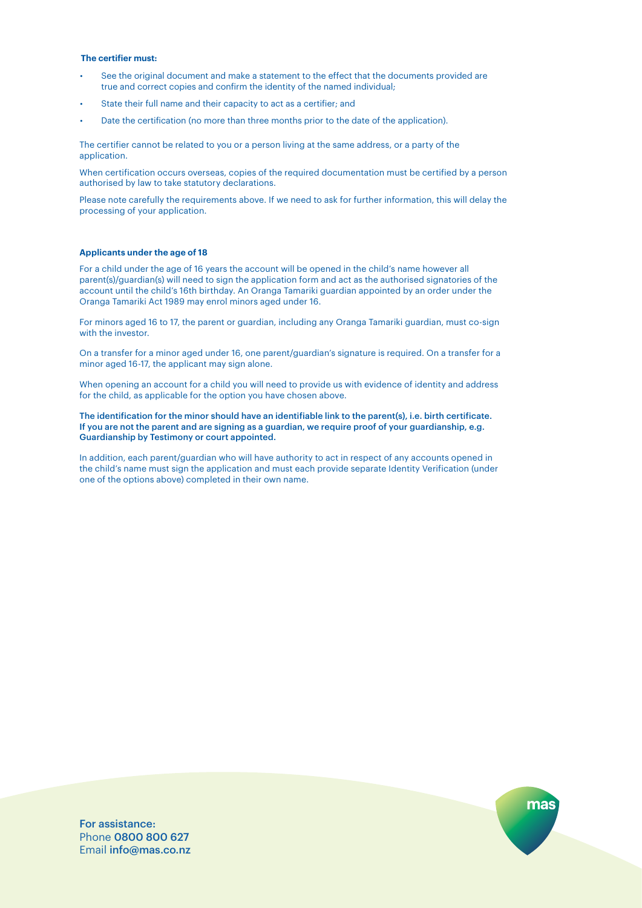**The certifier must:**

- See the original document and make a statement to the effect that the documents provided are true and correct copies and confirm the identity of the named individual;
- State their full name and their capacity to act as a certifier; and
- Date the certification (no more than three months prior to the date of the application).

The certifier cannot be related to you or a person living at the same address, or a party of the application.

When certification occurs overseas, copies of the required documentation must be certified by a person authorised by law to take statutory declarations.

Please note carefully the requirements above. If we need to ask for further information, this will delay the processing of your application.

**Applicants under the age of 18**

For a child under the age of 16 years the account will be opened in the child's name however all parent(s)/guardian(s) will need to sign the application form and act as the authorised signatories of the account until the child's 16th birthday. An Oranga Tamariki guardian appointed by an order under the Oranga Tamariki Act 1989 may enrol minors aged under 16.

For minors aged 16 to 17, the parent or guardian, including any Oranga Tamariki guardian, must co-sign with the investor.

On a transfer for a minor aged under 16, one parent/guardian's signature is required. On a transfer for a minor aged 16-17, the applicant may sign alone.

When opening an account for a child you will need to provide us with evidence of identity and address for the child, as applicable for the option you have chosen above.

The identification for the minor should have an identifiable link to the parent(s), i.e. birth certificate. If you are not the parent and are signing as a guardian, we require proof of your guardianship, e.g. Guardianship by Testimony or court appointed.

In addition, each parent/guardian who will have authority to act in respect of any accounts opened in the child's name must sign the application and must each provide separate Identity Verification (under one of the options above) completed in their own name.

For assistance:
Phone 0800 800 627
Email info@mas.co.nz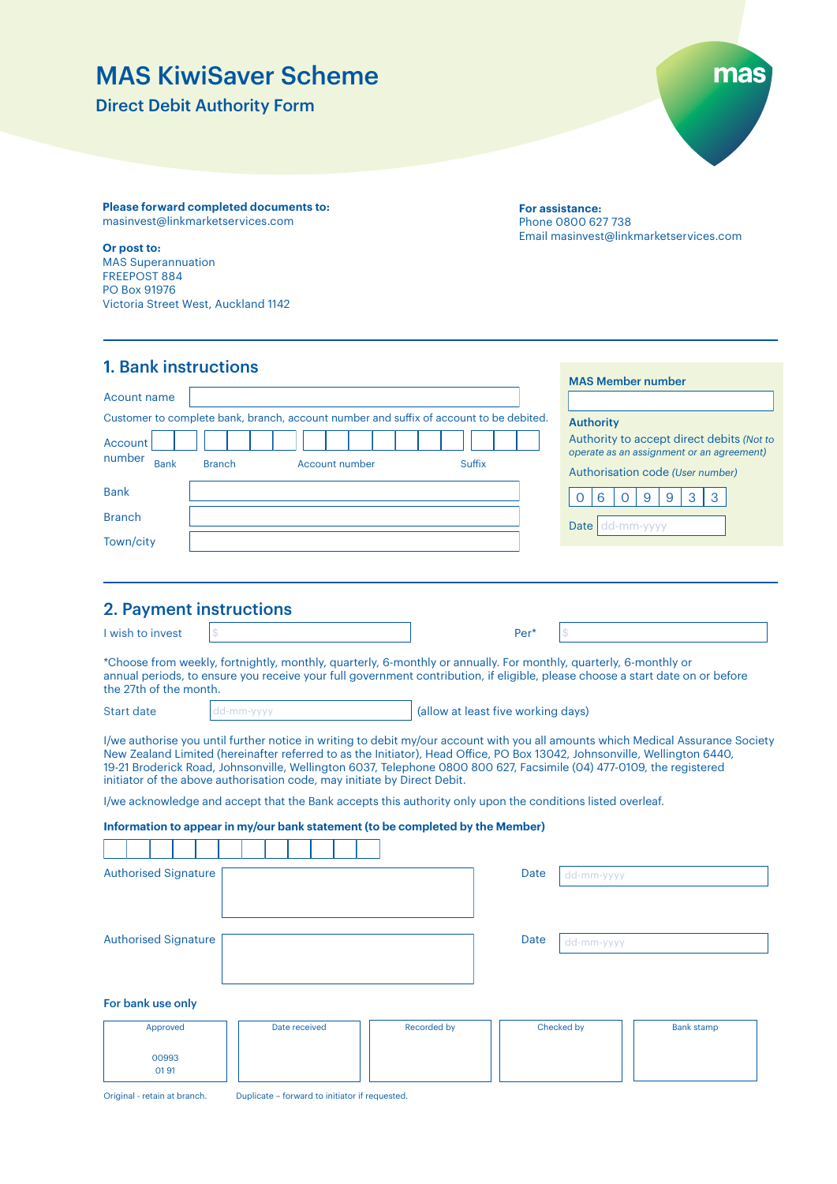# MAS KiwiSaver Scheme

## Direct Debit Authority Form

mas

**Please forward completed documents to:**
masinvest@linkmarketservices.com

**Or post to:**
MAS Superannuation
FREEPOST 884
PO Box 91976
Victoria Street West, Auckland 1142

**For assistance:**
Phone 0800 627 738
Email masinvest@linkmarketservices.com

## 1. Bank instructions

Acount name

Customer to complete bank, branch, account number and suffix of account to be debited.

Account number: Bank | Branch | Account number | Suffix

Bank

Branch

Town/city

**MAS Member number**

**Authority**

Authority to accept direct debits *(Not to operate as an assignment or an agreement)*

Authorisation code *(User number)*

| 0 | 6 | 0 | 9 | 9 | 3 | 3 |
|---|---|---|---|---|---|---|

Date dd-mm-yyyy

## 2. Payment instructions

I wish to invest $ Per* $

*Choose from weekly, fortnightly, monthly, quarterly, 6-monthly or annually. For monthly, quarterly, 6-monthly or annual periods, to ensure you receive your full government contribution, if eligible, please choose a start date on or before the 27th of the month.

Start date dd-mm-yyyy (allow at least five working days)

I/we authorise you until further notice in writing to debit my/our account with you all amounts which Medical Assurance Society New Zealand Limited (hereinafter referred to as the Initiator), Head Office, PO Box 13042, Johnsonville, Wellington 6440, 19-21 Broderick Road, Johnsonville, Wellington 6037, Telephone 0800 800 627, Facsimile (04) 477-0109, the registered initiator of the above authorisation code, may initiate by Direct Debit.

I/we acknowledge and accept that the Bank accepts this authority only upon the conditions listed overleaf.

**Information to appear in my/our bank statement (to be completed by the Member)**

Authorised Signature Date dd-mm-yyyy

Authorised Signature Date dd-mm-yyyy

**For bank use only**

| Approved | Date received | Recorded by | Checked by | Bank stamp |
|---|---|---|---|---|
| 00993<br>01 91 | | | | |

Original - retain at branch. Duplicate – forward to initiator if requested.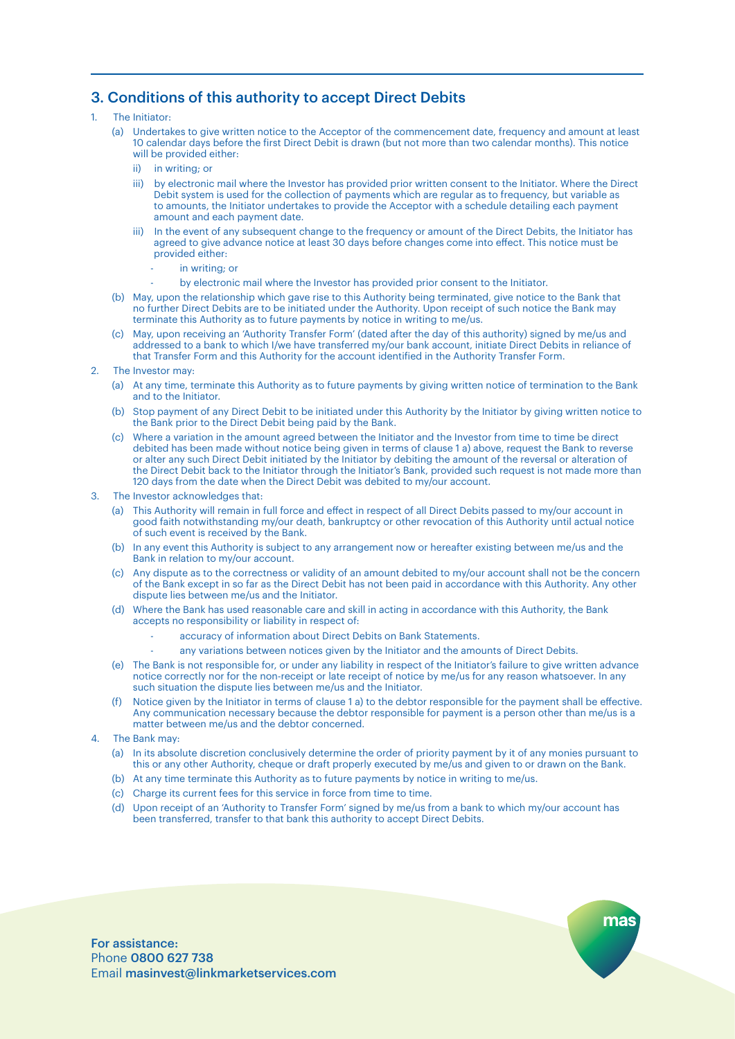## 3. Conditions of this authority to accept Direct Debits

1. The Initiator:
   - (a) Undertakes to give written notice to the Acceptor of the commencement date, frequency and amount at least 10 calendar days before the first Direct Debit is drawn (but not more than two calendar months). This notice will be provided either:
     - ii) in writing; or
     - iii) by electronic mail where the Investor has provided prior written consent to the Initiator. Where the Direct Debit system is used for the collection of payments which are regular as to frequency, but variable as to amounts, the Initiator undertakes to provide the Acceptor with a schedule detailing each payment amount and each payment date.
     - iii) In the event of any subsequent change to the frequency or amount of the Direct Debits, the Initiator has agreed to give advance notice at least 30 days before changes come into effect. This notice must be provided either:
       - in writing; or
       - by electronic mail where the Investor has provided prior consent to the Initiator.
   - (b) May, upon the relationship which gave rise to this Authority being terminated, give notice to the Bank that no further Direct Debits are to be initiated under the Authority. Upon receipt of such notice the Bank may terminate this Authority as to future payments by notice in writing to me/us.
   - (c) May, upon receiving an 'Authority Transfer Form' (dated after the day of this authority) signed by me/us and addressed to a bank to which I/we have transferred my/our bank account, initiate Direct Debits in reliance of that Transfer Form and this Authority for the account identified in the Authority Transfer Form.
2. The Investor may:
   - (a) At any time, terminate this Authority as to future payments by giving written notice of termination to the Bank and to the Initiator.
   - (b) Stop payment of any Direct Debit to be initiated under this Authority by the Initiator by giving written notice to the Bank prior to the Direct Debit being paid by the Bank.
   - (c) Where a variation in the amount agreed between the Initiator and the Investor from time to time be direct debited has been made without notice being given in terms of clause 1 a) above, request the Bank to reverse or alter any such Direct Debit initiated by the Initiator by debiting the amount of the reversal or alteration of the Direct Debit back to the Initiator through the Initiator's Bank, provided such request is not made more than 120 days from the date when the Direct Debit was debited to my/our account.
3. The Investor acknowledges that:
   - (a) This Authority will remain in full force and effect in respect of all Direct Debits passed to my/our account in good faith notwithstanding my/our death, bankruptcy or other revocation of this Authority until actual notice of such event is received by the Bank.
   - (b) In any event this Authority is subject to any arrangement now or hereafter existing between me/us and the Bank in relation to my/our account.
   - (c) Any dispute as to the correctness or validity of an amount debited to my/our account shall not be the concern of the Bank except in so far as the Direct Debit has not been paid in accordance with this Authority. Any other dispute lies between me/us and the Initiator.
   - (d) Where the Bank has used reasonable care and skill in acting in accordance with this Authority, the Bank accepts no responsibility or liability in respect of:
     - accuracy of information about Direct Debits on Bank Statements.
     - any variations between notices given by the Initiator and the amounts of Direct Debits.
   - (e) The Bank is not responsible for, or under any liability in respect of the Initiator's failure to give written advance notice correctly nor for the non-receipt or late receipt of notice by me/us for any reason whatsoever. In any such situation the dispute lies between me/us and the Initiator.
   - (f) Notice given by the Initiator in terms of clause 1 a) to the debtor responsible for the payment shall be effective. Any communication necessary because the debtor responsible for payment is a person other than me/us is a matter between me/us and the debtor concerned.
4. The Bank may:
   - (a) In its absolute discretion conclusively determine the order of priority payment by it of any monies pursuant to this or any other Authority, cheque or draft properly executed by me/us and given to or drawn on the Bank.
   - (b) At any time terminate this Authority as to future payments by notice in writing to me/us.
   - (c) Charge its current fees for this service in force from time to time.
   - (d) Upon receipt of an 'Authority to Transfer Form' signed by me/us from a bank to which my/our account has been transferred, transfer to that bank this authority to accept Direct Debits.

**For assistance:**
Phone **0800 627 738**
Email **masinvest@linkmarketservices.com**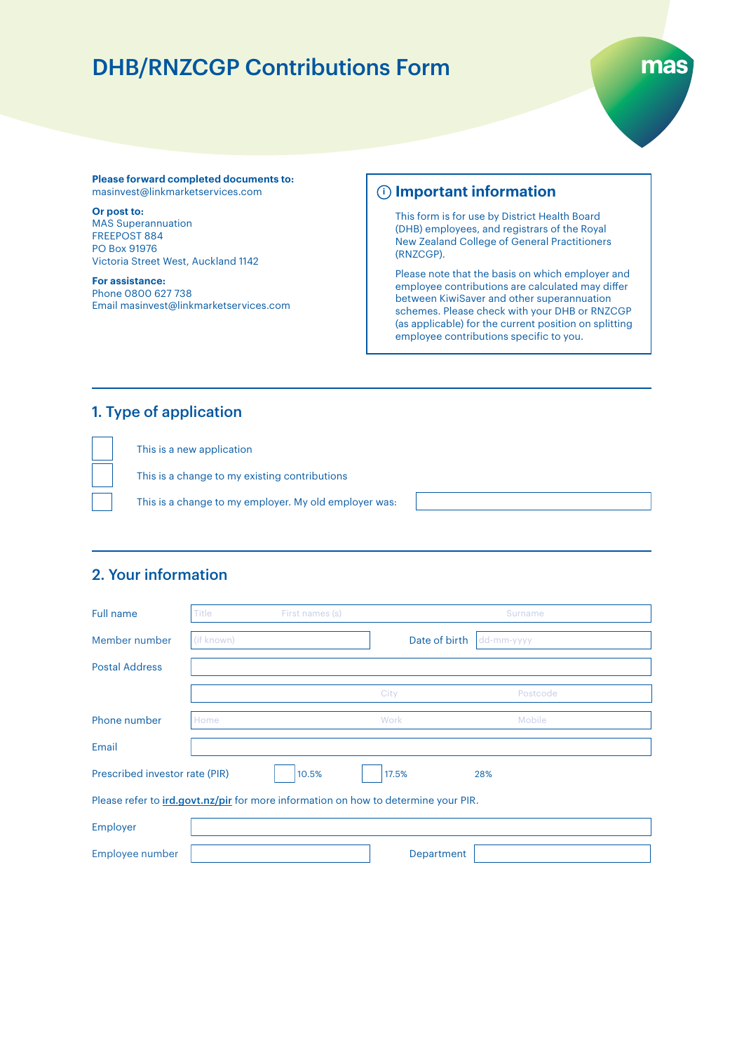# DHB/RNZCGP Contributions Form

mas

**Please forward completed documents to:**
masinvest@linkmarketservices.com

**Or post to:**
MAS Superannuation
FREEPOST 884
PO Box 91976
Victoria Street West, Auckland 1142

**For assistance:**
Phone 0800 627 738
Email masinvest@linkmarketservices.com

### Important information

This form is for use by District Health Board (DHB) employees, and registrars of the Royal New Zealand College of General Practitioners (RNZCGP).

Please note that the basis on which employer and employee contributions are calculated may differ between KiwiSaver and other superannuation schemes. Please check with your DHB or RNZCGP (as applicable) for the current position on splitting employee contributions specific to you.

## 1. Type of application

- ☐ This is a new application
- ☐ This is a change to my existing contributions
- ☐ This is a change to my employer. My old employer was: ____________________

## 2. Your information

| | | | |
|---|---|---|---|
| Full name | Title | First names (s) | Surname |
| Member number | (if known) | Date of birth | dd-mm-yyyy |
| Postal Address | | | |
| | | City | Postcode |
| Phone number | Home | Work | Mobile |
| Email | | | |

Prescribed investor rate (PIR) ☐ 10.5% ☐ 17.5% 28%

Please refer to **ird.govt.nz/pir** for more information on how to determine your PIR.

| | | | |
|---|---|---|---|
| Employer | | | |
| Employee number | | Department | |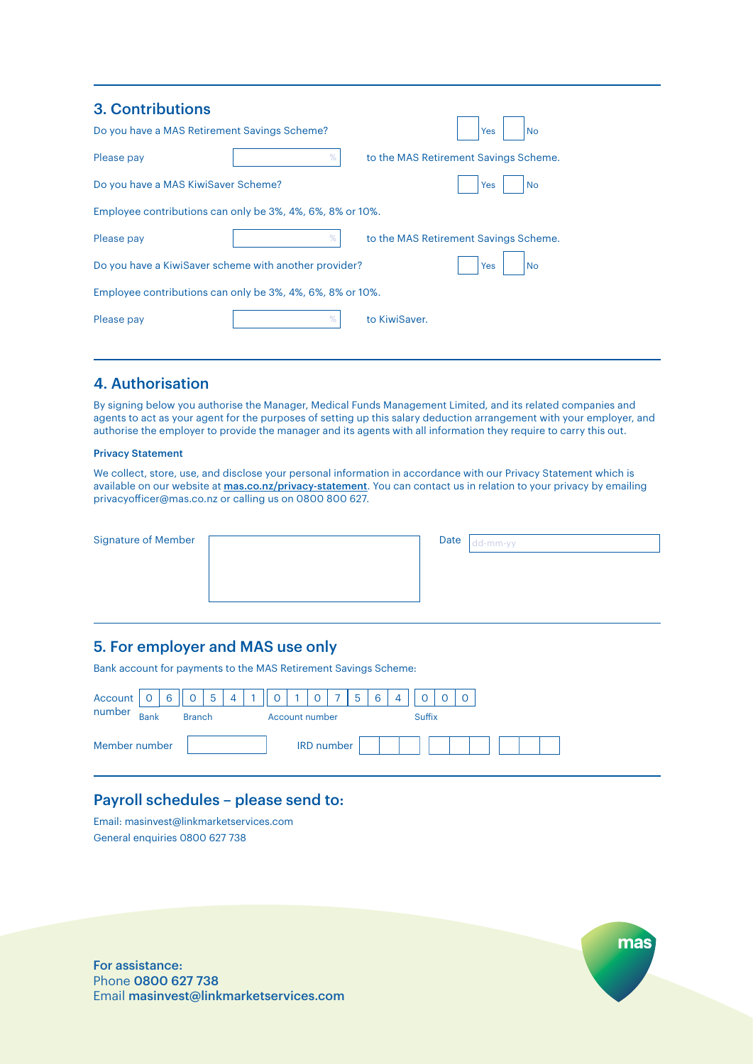## 3. Contributions

Do you have a MAS Retirement Savings Scheme? ☐ Yes ☐ No

Please pay ______ % to the MAS Retirement Savings Scheme.

Do you have a MAS KiwiSaver Scheme? ☐ Yes ☐ No

Employee contributions can only be 3%, 4%, 6%, 8% or 10%.

Please pay ______ % to the MAS Retirement Savings Scheme.

Do you have a KiwiSaver scheme with another provider? ☐ Yes ☐ No

Employee contributions can only be 3%, 4%, 6%, 8% or 10%.

Please pay ______ % to KiwiSaver.

## 4. Authorisation

By signing below you authorise the Manager, Medical Funds Management Limited, and its related companies and agents to act as your agent for the purposes of setting up this salary deduction arrangement with your employer, and authorise the employer to provide the manager and its agents with all information they require to carry this out.

**Privacy Statement**

We collect, store, use, and disclose your personal information in accordance with our Privacy Statement which is available on our website at **mas.co.nz/privacy-statement**. You can contact us in relation to your privacy by emailing privacyofficer@mas.co.nz or calling us on 0800 800 627.

Signature of Member ______________________ Date dd-mm-yy

## 5. For employer and MAS use only

Bank account for payments to the MAS Retirement Savings Scheme:

| Account number | Bank | Branch | Account number | Suffix |
|---|---|---|---|---|
| | 06 | 0541 | 0107564 | 000 |

Member number ______ IRD number ___ ___ ___

## Payroll schedules – please send to:

Email: masinvest@linkmarketservices.com
General enquiries 0800 627 738

**For assistance:**
Phone **0800 627 738**
Email **masinvest@linkmarketservices.com**